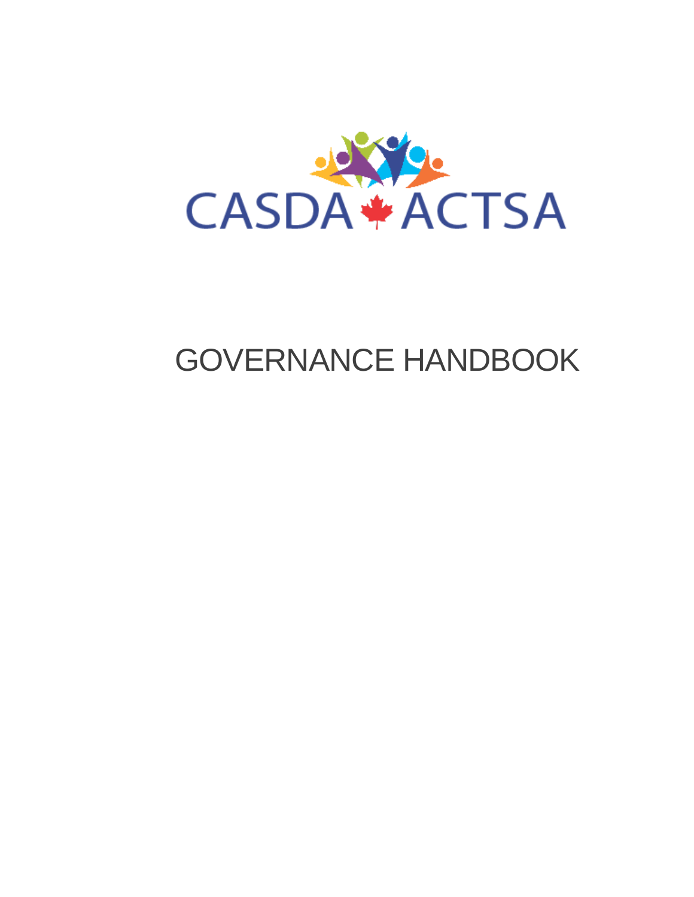CASDA ACTSA

# GOVERNANCE HANDBOOK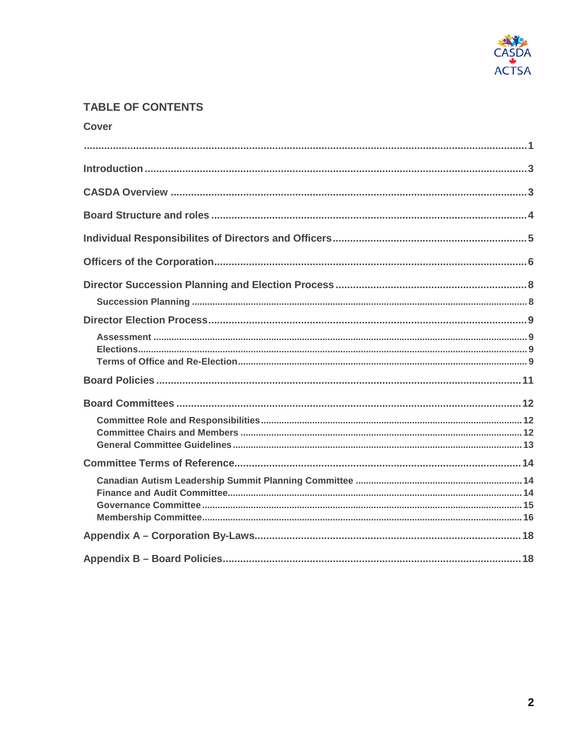## TABLE OF CONTENTS

**Cover**

**........................................................................................................................................1**

**Introduction ....................................................................................................................3**

**CASDA Overview ............................................................................................................3**

**Board Structure and roles ...............................................................................................4**

**Individual Responsibilites of Directors and Officers.......................................................5**

**Officers of the Corporation..............................................................................................6**

**Director Succession Planning and Election Process .......................................................8**

- **Succession Planning .................................................................................................8**

**Director Election Process.................................................................................................9**

- **Assessment ..............................................................................................................9**
- **Elections...................................................................................................................9**
- **Terms of Office and Re-Election ...............................................................................9**

**Board Policies ...............................................................................................................11**

**Board Committees ........................................................................................................12**

- **Committee Role and Responsibilities .....................................................................12**
- **Committee Chairs and Members ............................................................................12**
- **General Committee Guidelines ..............................................................................13**

**Committee Terms of Reference.....................................................................................14**

- **Canadian Autism Leadership Summit Planning Committee ...................................14**
- **Finance and Audit Committee.................................................................................14**
- **Governance Committee ..........................................................................................15**
- **Membership Committee..........................................................................................16**

**Appendix A – Corporation By-Laws...............................................................................18**

**Appendix B – Board Policies..........................................................................................18**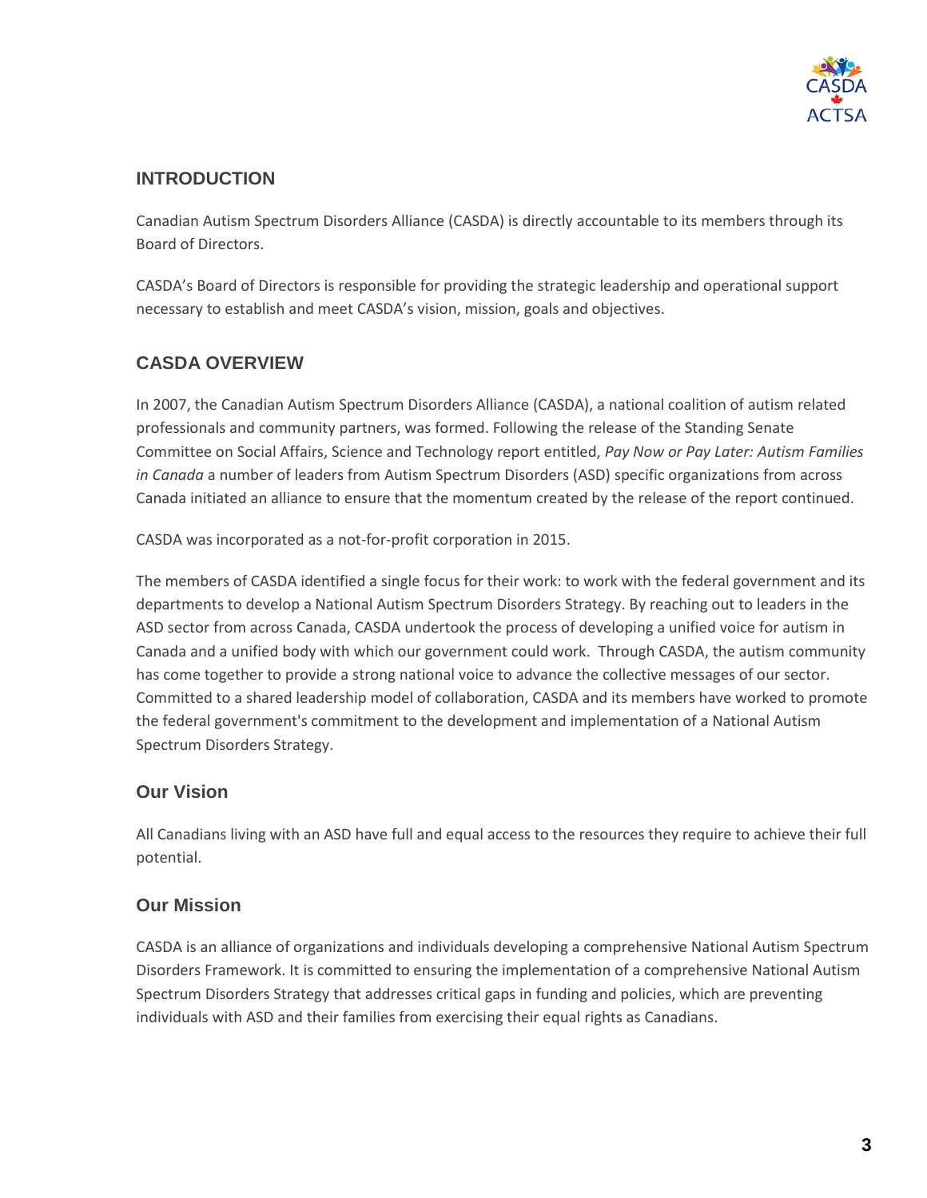## INTRODUCTION

Canadian Autism Spectrum Disorders Alliance (CASDA) is directly accountable to its members through its Board of Directors.

CASDA's Board of Directors is responsible for providing the strategic leadership and operational support necessary to establish and meet CASDA's vision, mission, goals and objectives.

## CASDA OVERVIEW

In 2007, the Canadian Autism Spectrum Disorders Alliance (CASDA), a national coalition of autism related professionals and community partners, was formed. Following the release of the Standing Senate Committee on Social Affairs, Science and Technology report entitled, *Pay Now or Pay Later: Autism Families in Canada* a number of leaders from Autism Spectrum Disorders (ASD) specific organizations from across Canada initiated an alliance to ensure that the momentum created by the release of the report continued.

CASDA was incorporated as a not-for-profit corporation in 2015.

The members of CASDA identified a single focus for their work: to work with the federal government and its departments to develop a National Autism Spectrum Disorders Strategy. By reaching out to leaders in the ASD sector from across Canada, CASDA undertook the process of developing a unified voice for autism in Canada and a unified body with which our government could work. Through CASDA, the autism community has come together to provide a strong national voice to advance the collective messages of our sector. Committed to a shared leadership model of collaboration, CASDA and its members have worked to promote the federal government's commitment to the development and implementation of a National Autism Spectrum Disorders Strategy.

### Our Vision

All Canadians living with an ASD have full and equal access to the resources they require to achieve their full potential.

### Our Mission

CASDA is an alliance of organizations and individuals developing a comprehensive National Autism Spectrum Disorders Framework. It is committed to ensuring the implementation of a comprehensive National Autism Spectrum Disorders Strategy that addresses critical gaps in funding and policies, which are preventing individuals with ASD and their families from exercising their equal rights as Canadians.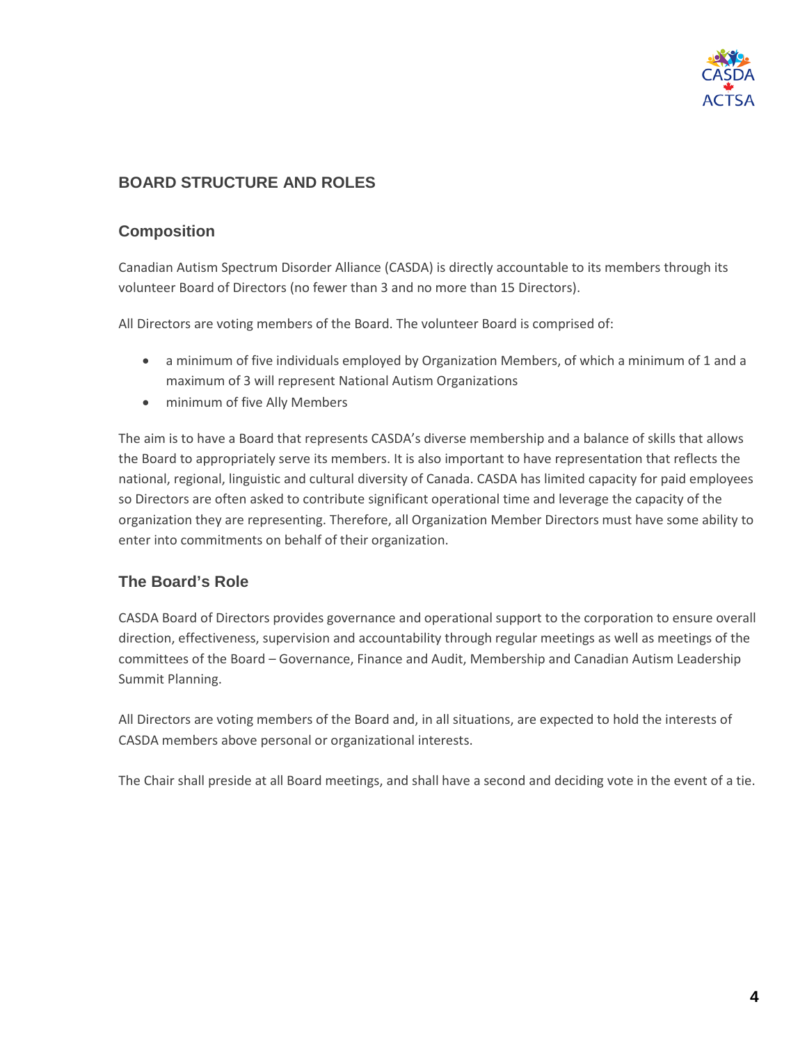## BOARD STRUCTURE AND ROLES

### Composition

Canadian Autism Spectrum Disorder Alliance (CASDA) is directly accountable to its members through its volunteer Board of Directors (no fewer than 3 and no more than 15 Directors).

All Directors are voting members of the Board. The volunteer Board is comprised of:

- a minimum of five individuals employed by Organization Members, of which a minimum of 1 and a maximum of 3 will represent National Autism Organizations
- minimum of five Ally Members

The aim is to have a Board that represents CASDA's diverse membership and a balance of skills that allows the Board to appropriately serve its members. It is also important to have representation that reflects the national, regional, linguistic and cultural diversity of Canada. CASDA has limited capacity for paid employees so Directors are often asked to contribute significant operational time and leverage the capacity of the organization they are representing. Therefore, all Organization Member Directors must have some ability to enter into commitments on behalf of their organization.

### The Board's Role

CASDA Board of Directors provides governance and operational support to the corporation to ensure overall direction, effectiveness, supervision and accountability through regular meetings as well as meetings of the committees of the Board – Governance, Finance and Audit, Membership and Canadian Autism Leadership Summit Planning.

All Directors are voting members of the Board and, in all situations, are expected to hold the interests of CASDA members above personal or organizational interests.

The Chair shall preside at all Board meetings, and shall have a second and deciding vote in the event of a tie.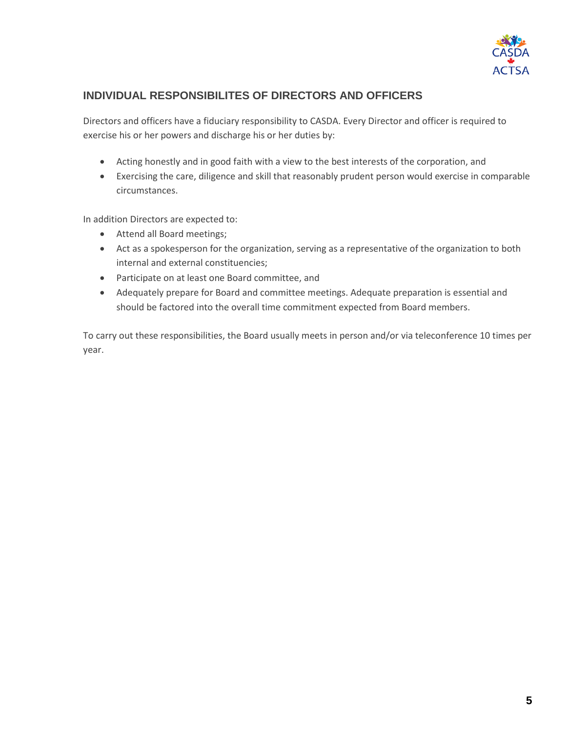## INDIVIDUAL RESPONSIBILITES OF DIRECTORS AND OFFICERS

Directors and officers have a fiduciary responsibility to CASDA. Every Director and officer is required to exercise his or her powers and discharge his or her duties by:

- Acting honestly and in good faith with a view to the best interests of the corporation, and
- Exercising the care, diligence and skill that reasonably prudent person would exercise in comparable circumstances.

In addition Directors are expected to:

- Attend all Board meetings;
- Act as a spokesperson for the organization, serving as a representative of the organization to both internal and external constituencies;
- Participate on at least one Board committee, and
- Adequately prepare for Board and committee meetings. Adequate preparation is essential and should be factored into the overall time commitment expected from Board members.

To carry out these responsibilities, the Board usually meets in person and/or via teleconference 10 times per year.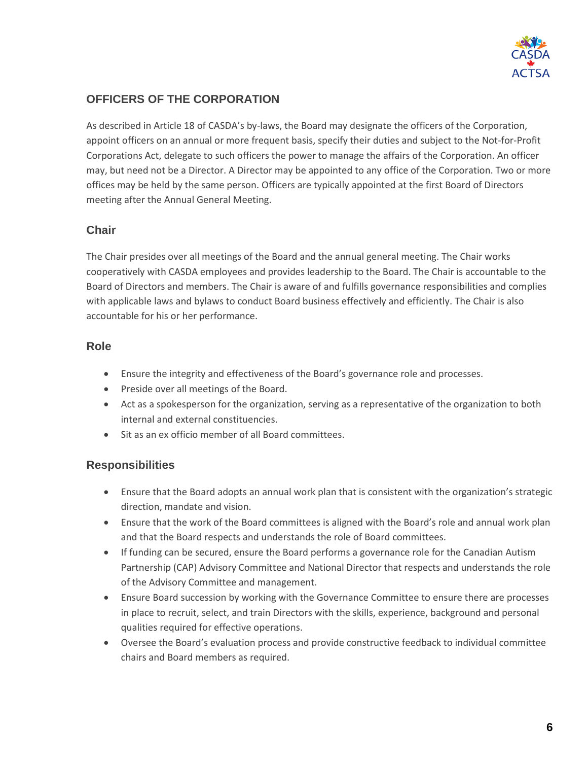## OFFICERS OF THE CORPORATION

As described in Article 18 of CASDA's by-laws, the Board may designate the officers of the Corporation, appoint officers on an annual or more frequent basis, specify their duties and subject to the Not-for-Profit Corporations Act, delegate to such officers the power to manage the affairs of the Corporation. An officer may, but need not be a Director. A Director may be appointed to any office of the Corporation. Two or more offices may be held by the same person. Officers are typically appointed at the first Board of Directors meeting after the Annual General Meeting.

### Chair

The Chair presides over all meetings of the Board and the annual general meeting. The Chair works cooperatively with CASDA employees and provides leadership to the Board. The Chair is accountable to the Board of Directors and members. The Chair is aware of and fulfills governance responsibilities and complies with applicable laws and bylaws to conduct Board business effectively and efficiently. The Chair is also accountable for his or her performance.

### Role

- Ensure the integrity and effectiveness of the Board's governance role and processes.
- Preside over all meetings of the Board.
- Act as a spokesperson for the organization, serving as a representative of the organization to both internal and external constituencies.
- Sit as an ex officio member of all Board committees.

### Responsibilities

- Ensure that the Board adopts an annual work plan that is consistent with the organization's strategic direction, mandate and vision.
- Ensure that the work of the Board committees is aligned with the Board's role and annual work plan and that the Board respects and understands the role of Board committees.
- If funding can be secured, ensure the Board performs a governance role for the Canadian Autism Partnership (CAP) Advisory Committee and National Director that respects and understands the role of the Advisory Committee and management.
- Ensure Board succession by working with the Governance Committee to ensure there are processes in place to recruit, select, and train Directors with the skills, experience, background and personal qualities required for effective operations.
- Oversee the Board's evaluation process and provide constructive feedback to individual committee chairs and Board members as required.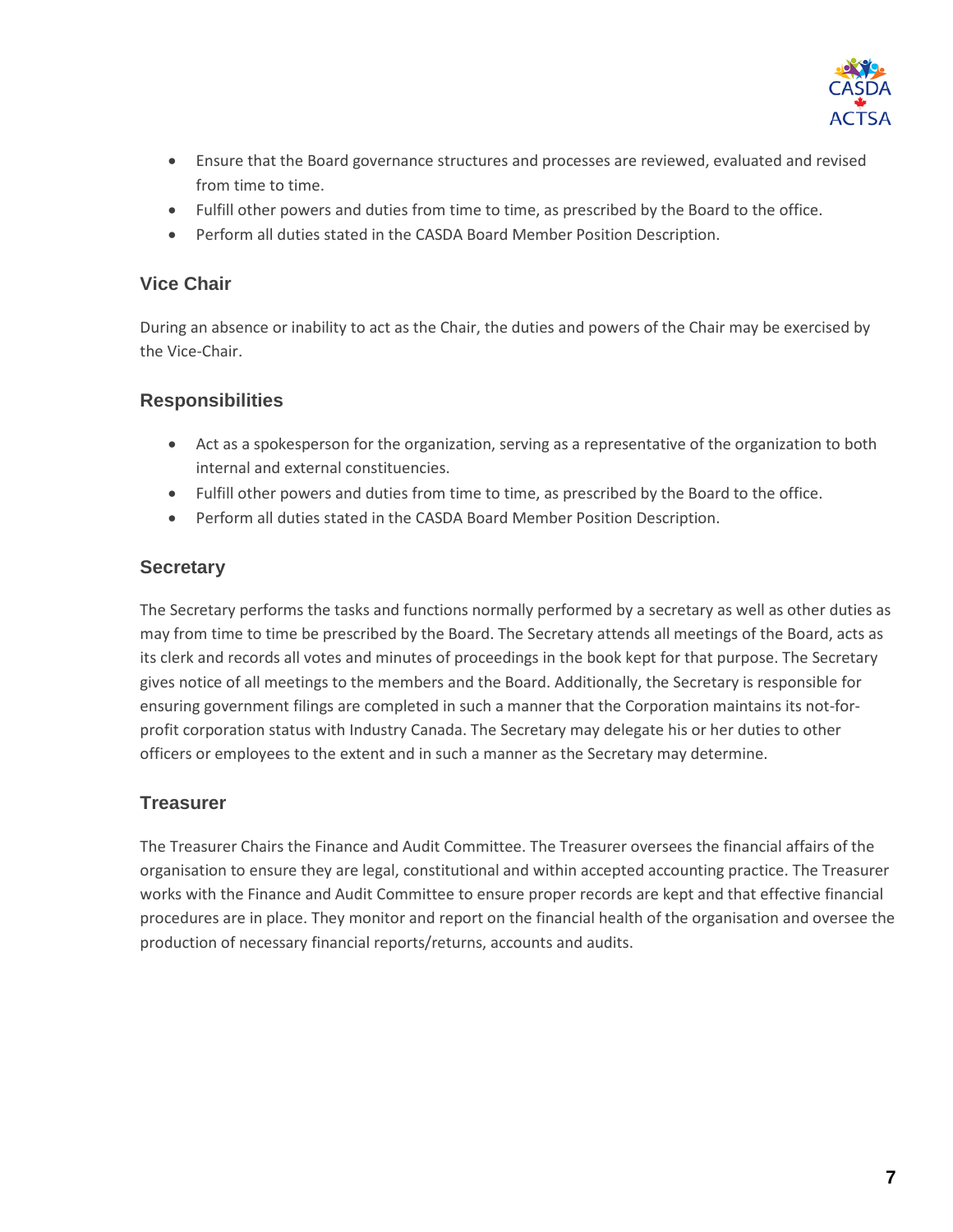- Ensure that the Board governance structures and processes are reviewed, evaluated and revised from time to time.
- Fulfill other powers and duties from time to time, as prescribed by the Board to the office.
- Perform all duties stated in the CASDA Board Member Position Description.

### Vice Chair

During an absence or inability to act as the Chair, the duties and powers of the Chair may be exercised by the Vice-Chair.

### Responsibilities

- Act as a spokesperson for the organization, serving as a representative of the organization to both internal and external constituencies.
- Fulfill other powers and duties from time to time, as prescribed by the Board to the office.
- Perform all duties stated in the CASDA Board Member Position Description.

### Secretary

The Secretary performs the tasks and functions normally performed by a secretary as well as other duties as may from time to time be prescribed by the Board. The Secretary attends all meetings of the Board, acts as its clerk and records all votes and minutes of proceedings in the book kept for that purpose. The Secretary gives notice of all meetings to the members and the Board. Additionally, the Secretary is responsible for ensuring government filings are completed in such a manner that the Corporation maintains its not-for-profit corporation status with Industry Canada. The Secretary may delegate his or her duties to other officers or employees to the extent and in such a manner as the Secretary may determine.

### Treasurer

The Treasurer Chairs the Finance and Audit Committee. The Treasurer oversees the financial affairs of the organisation to ensure they are legal, constitutional and within accepted accounting practice. The Treasurer works with the Finance and Audit Committee to ensure proper records are kept and that effective financial procedures are in place. They monitor and report on the financial health of the organisation and oversee the production of necessary financial reports/returns, accounts and audits.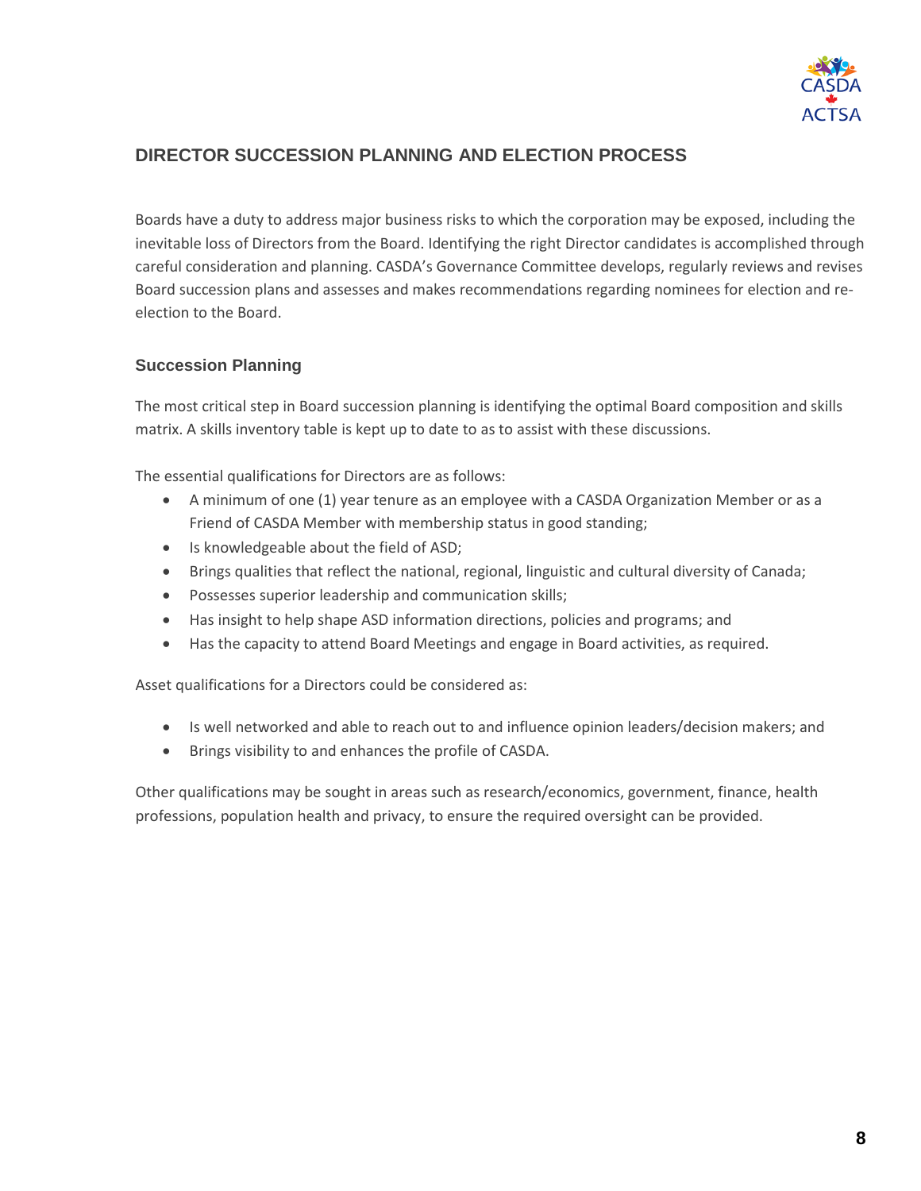## DIRECTOR SUCCESSION PLANNING AND ELECTION PROCESS

Boards have a duty to address major business risks to which the corporation may be exposed, including the inevitable loss of Directors from the Board. Identifying the right Director candidates is accomplished through careful consideration and planning. CASDA's Governance Committee develops, regularly reviews and revises Board succession plans and assesses and makes recommendations regarding nominees for election and re-election to the Board.

### Succession Planning

The most critical step in Board succession planning is identifying the optimal Board composition and skills matrix. A skills inventory table is kept up to date to as to assist with these discussions.

The essential qualifications for Directors are as follows:

- A minimum of one (1) year tenure as an employee with a CASDA Organization Member or as a Friend of CASDA Member with membership status in good standing;
- Is knowledgeable about the field of ASD;
- Brings qualities that reflect the national, regional, linguistic and cultural diversity of Canada;
- Possesses superior leadership and communication skills;
- Has insight to help shape ASD information directions, policies and programs; and
- Has the capacity to attend Board Meetings and engage in Board activities, as required.

Asset qualifications for a Directors could be considered as:

- Is well networked and able to reach out to and influence opinion leaders/decision makers; and
- Brings visibility to and enhances the profile of CASDA.

Other qualifications may be sought in areas such as research/economics, government, finance, health professions, population health and privacy, to ensure the required oversight can be provided.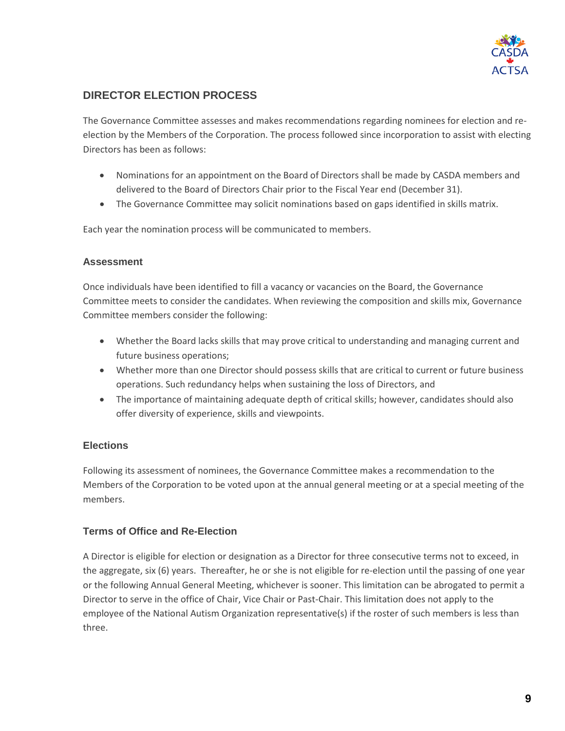## DIRECTOR ELECTION PROCESS

The Governance Committee assesses and makes recommendations regarding nominees for election and re-election by the Members of the Corporation. The process followed since incorporation to assist with electing Directors has been as follows:

- Nominations for an appointment on the Board of Directors shall be made by CASDA members and delivered to the Board of Directors Chair prior to the Fiscal Year end (December 31).
- The Governance Committee may solicit nominations based on gaps identified in skills matrix.

Each year the nomination process will be communicated to members.

### Assessment

Once individuals have been identified to fill a vacancy or vacancies on the Board, the Governance Committee meets to consider the candidates. When reviewing the composition and skills mix, Governance Committee members consider the following:

- Whether the Board lacks skills that may prove critical to understanding and managing current and future business operations;
- Whether more than one Director should possess skills that are critical to current or future business operations. Such redundancy helps when sustaining the loss of Directors, and
- The importance of maintaining adequate depth of critical skills; however, candidates should also offer diversity of experience, skills and viewpoints.

### Elections

Following its assessment of nominees, the Governance Committee makes a recommendation to the Members of the Corporation to be voted upon at the annual general meeting or at a special meeting of the members.

### Terms of Office and Re-Election

A Director is eligible for election or designation as a Director for three consecutive terms not to exceed, in the aggregate, six (6) years. Thereafter, he or she is not eligible for re-election until the passing of one year or the following Annual General Meeting, whichever is sooner. This limitation can be abrogated to permit a Director to serve in the office of Chair, Vice Chair or Past-Chair. This limitation does not apply to the employee of the National Autism Organization representative(s) if the roster of such members is less than three.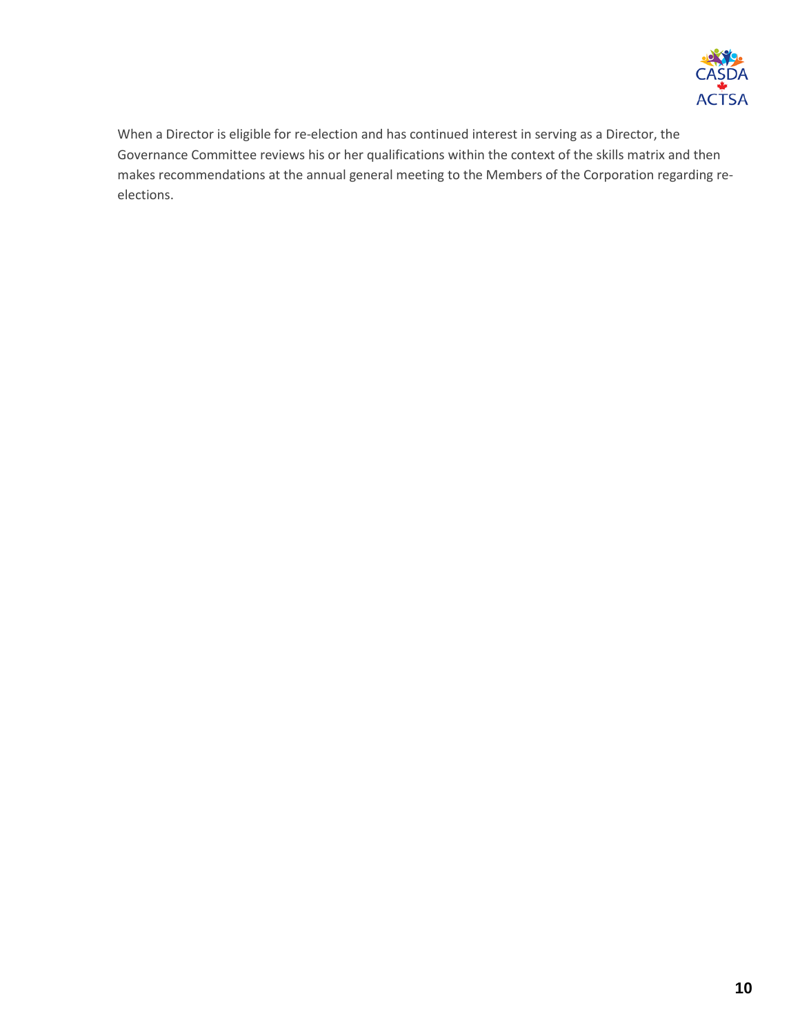When a Director is eligible for re-election and has continued interest in serving as a Director, the Governance Committee reviews his or her qualifications within the context of the skills matrix and then makes recommendations at the annual general meeting to the Members of the Corporation regarding re-elections.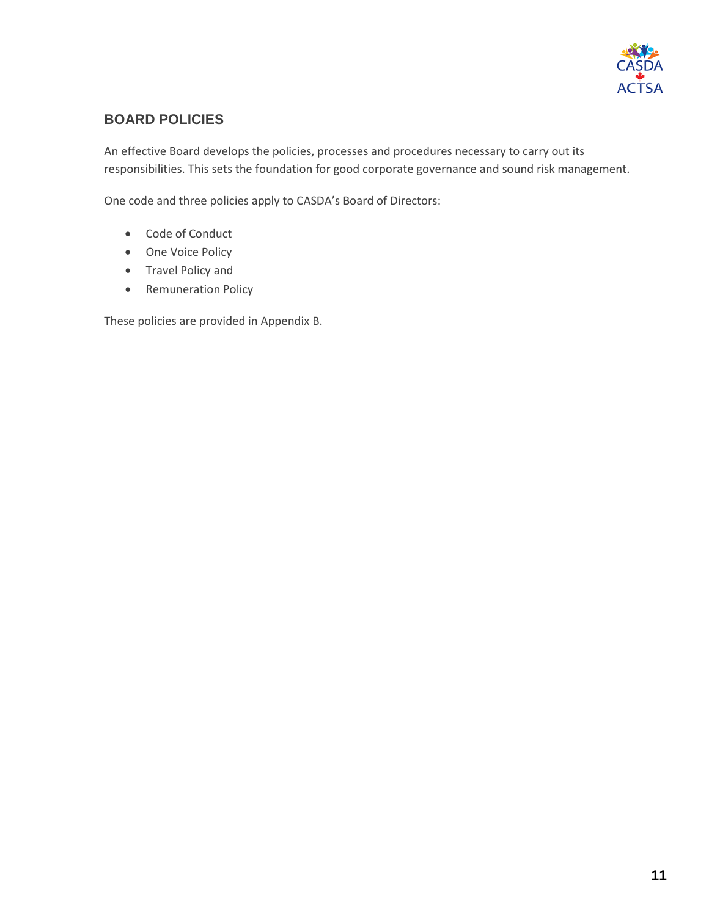## BOARD POLICIES

An effective Board develops the policies, processes and procedures necessary to carry out its responsibilities. This sets the foundation for good corporate governance and sound risk management.

One code and three policies apply to CASDA's Board of Directors:

- Code of Conduct
- One Voice Policy
- Travel Policy and
- Remuneration Policy

These policies are provided in Appendix B.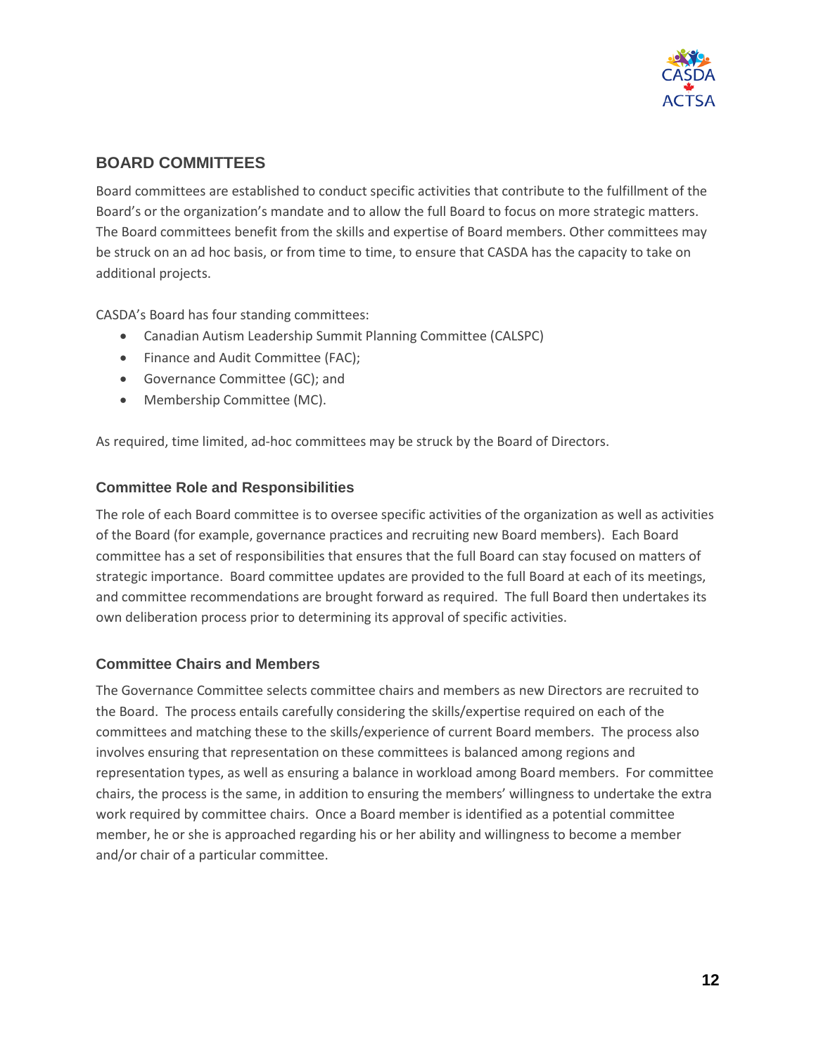## BOARD COMMITTEES

Board committees are established to conduct specific activities that contribute to the fulfillment of the Board's or the organization's mandate and to allow the full Board to focus on more strategic matters. The Board committees benefit from the skills and expertise of Board members. Other committees may be struck on an ad hoc basis, or from time to time, to ensure that CASDA has the capacity to take on additional projects.

CASDA's Board has four standing committees:

- Canadian Autism Leadership Summit Planning Committee (CALSPC)
- Finance and Audit Committee (FAC);
- Governance Committee (GC); and
- Membership Committee (MC).

As required, time limited, ad-hoc committees may be struck by the Board of Directors.

### Committee Role and Responsibilities

The role of each Board committee is to oversee specific activities of the organization as well as activities of the Board (for example, governance practices and recruiting new Board members). Each Board committee has a set of responsibilities that ensures that the full Board can stay focused on matters of strategic importance. Board committee updates are provided to the full Board at each of its meetings, and committee recommendations are brought forward as required. The full Board then undertakes its own deliberation process prior to determining its approval of specific activities.

### Committee Chairs and Members

The Governance Committee selects committee chairs and members as new Directors are recruited to the Board. The process entails carefully considering the skills/expertise required on each of the committees and matching these to the skills/experience of current Board members. The process also involves ensuring that representation on these committees is balanced among regions and representation types, as well as ensuring a balance in workload among Board members. For committee chairs, the process is the same, in addition to ensuring the members' willingness to undertake the extra work required by committee chairs. Once a Board member is identified as a potential committee member, he or she is approached regarding his or her ability and willingness to become a member and/or chair of a particular committee.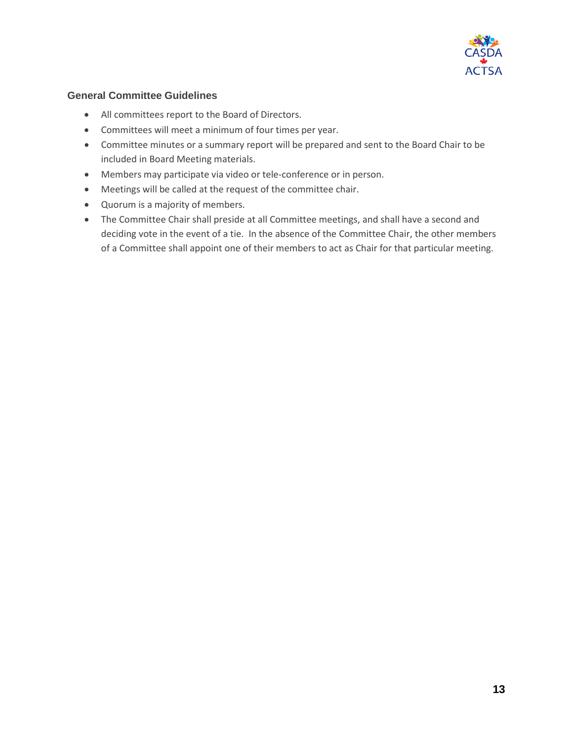### General Committee Guidelines

- All committees report to the Board of Directors.
- Committees will meet a minimum of four times per year.
- Committee minutes or a summary report will be prepared and sent to the Board Chair to be included in Board Meeting materials.
- Members may participate via video or tele-conference or in person.
- Meetings will be called at the request of the committee chair.
- Quorum is a majority of members.
- The Committee Chair shall preside at all Committee meetings, and shall have a second and deciding vote in the event of a tie. In the absence of the Committee Chair, the other members of a Committee shall appoint one of their members to act as Chair for that particular meeting.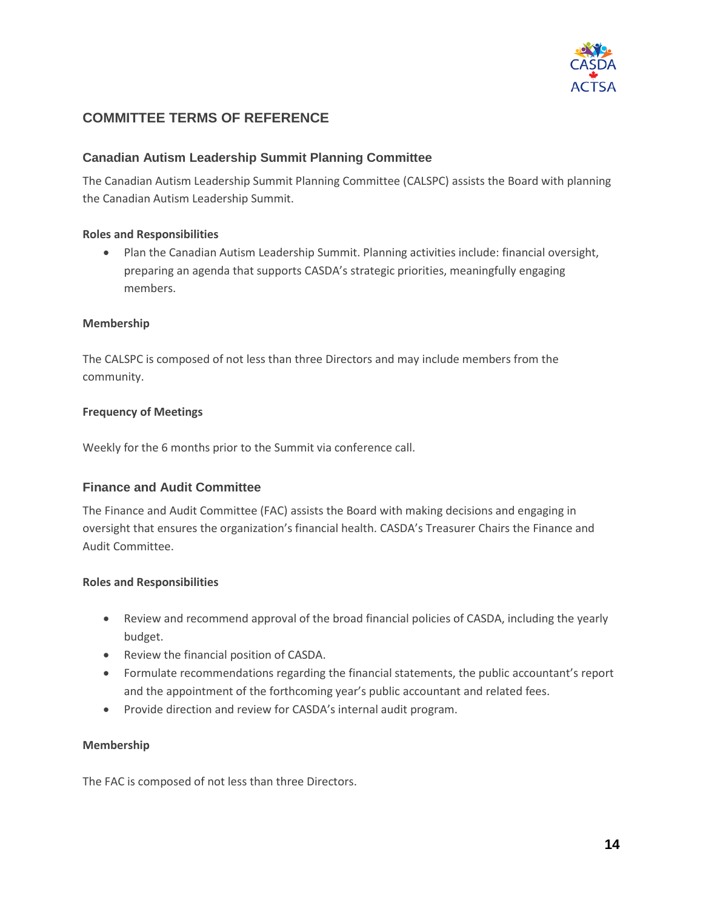## COMMITTEE TERMS OF REFERENCE

### Canadian Autism Leadership Summit Planning Committee

The Canadian Autism Leadership Summit Planning Committee (CALSPC) assists the Board with planning the Canadian Autism Leadership Summit.

**Roles and Responsibilities**

- Plan the Canadian Autism Leadership Summit. Planning activities include: financial oversight, preparing an agenda that supports CASDA's strategic priorities, meaningfully engaging members.

**Membership**

The CALSPC is composed of not less than three Directors and may include members from the community.

**Frequency of Meetings**

Weekly for the 6 months prior to the Summit via conference call.

### Finance and Audit Committee

The Finance and Audit Committee (FAC) assists the Board with making decisions and engaging in oversight that ensures the organization's financial health. CASDA's Treasurer Chairs the Finance and Audit Committee.

**Roles and Responsibilities**

- Review and recommend approval of the broad financial policies of CASDA, including the yearly budget.
- Review the financial position of CASDA.
- Formulate recommendations regarding the financial statements, the public accountant's report and the appointment of the forthcoming year's public accountant and related fees.
- Provide direction and review for CASDA's internal audit program.

**Membership**

The FAC is composed of not less than three Directors.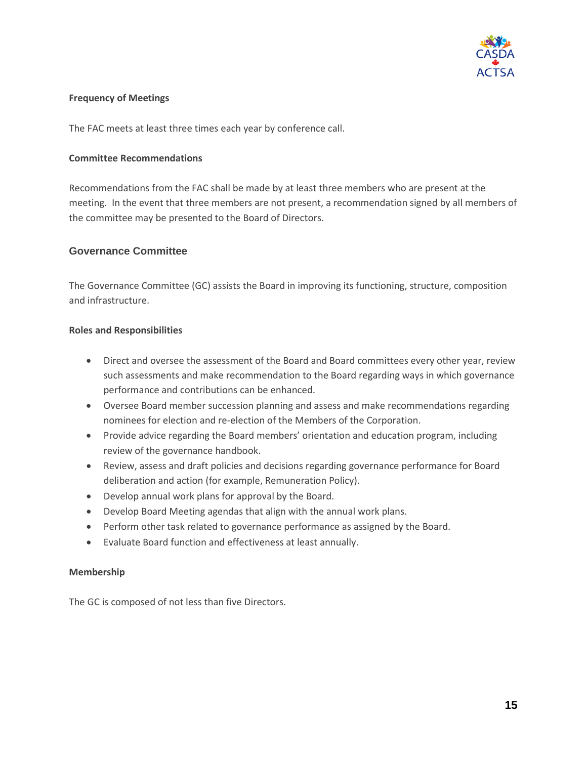#### Frequency of Meetings

The FAC meets at least three times each year by conference call.

#### Committee Recommendations

Recommendations from the FAC shall be made by at least three members who are present at the meeting. In the event that three members are not present, a recommendation signed by all members of the committee may be presented to the Board of Directors.

### Governance Committee

The Governance Committee (GC) assists the Board in improving its functioning, structure, composition and infrastructure.

#### Roles and Responsibilities

- Direct and oversee the assessment of the Board and Board committees every other year, review such assessments and make recommendation to the Board regarding ways in which governance performance and contributions can be enhanced.
- Oversee Board member succession planning and assess and make recommendations regarding nominees for election and re-election of the Members of the Corporation.
- Provide advice regarding the Board members' orientation and education program, including review of the governance handbook.
- Review, assess and draft policies and decisions regarding governance performance for Board deliberation and action (for example, Remuneration Policy).
- Develop annual work plans for approval by the Board.
- Develop Board Meeting agendas that align with the annual work plans.
- Perform other task related to governance performance as assigned by the Board.
- Evaluate Board function and effectiveness at least annually.

#### Membership

The GC is composed of not less than five Directors.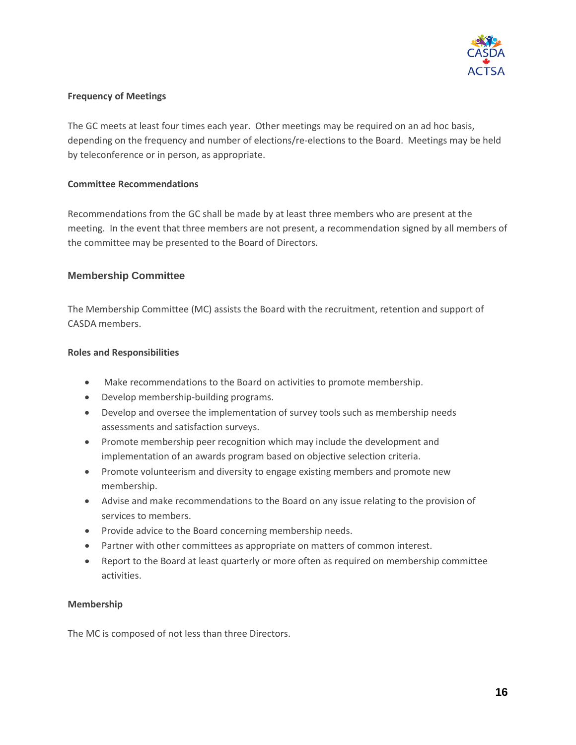#### Frequency of Meetings

The GC meets at least four times each year. Other meetings may be required on an ad hoc basis, depending on the frequency and number of elections/re-elections to the Board. Meetings may be held by teleconference or in person, as appropriate.

#### Committee Recommendations

Recommendations from the GC shall be made by at least three members who are present at the meeting. In the event that three members are not present, a recommendation signed by all members of the committee may be presented to the Board of Directors.

### Membership Committee

The Membership Committee (MC) assists the Board with the recruitment, retention and support of CASDA members.

#### Roles and Responsibilities

- Make recommendations to the Board on activities to promote membership.
- Develop membership-building programs.
- Develop and oversee the implementation of survey tools such as membership needs assessments and satisfaction surveys.
- Promote membership peer recognition which may include the development and implementation of an awards program based on objective selection criteria.
- Promote volunteerism and diversity to engage existing members and promote new membership.
- Advise and make recommendations to the Board on any issue relating to the provision of services to members.
- Provide advice to the Board concerning membership needs.
- Partner with other committees as appropriate on matters of common interest.
- Report to the Board at least quarterly or more often as required on membership committee activities.

#### Membership

The MC is composed of not less than three Directors.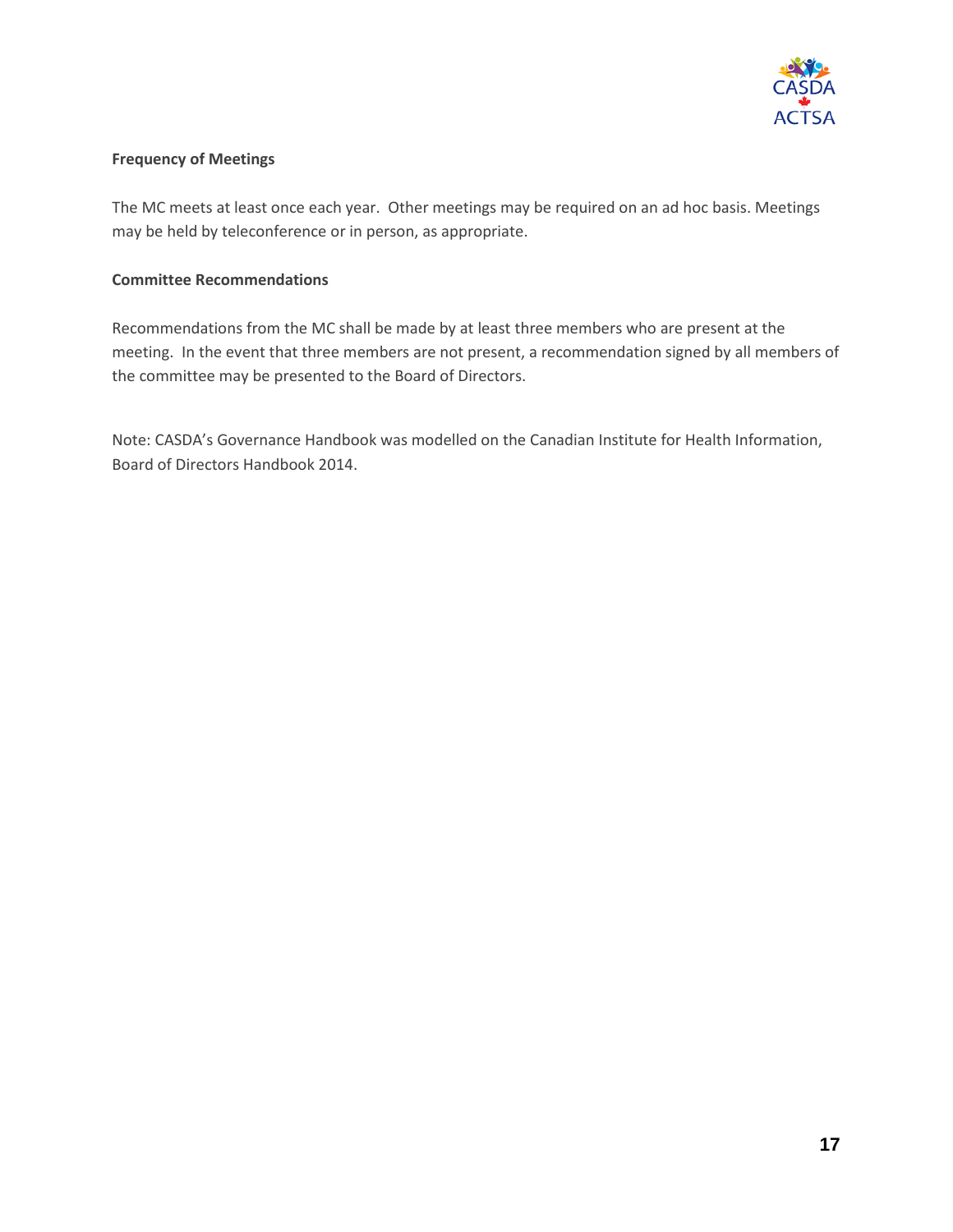**Frequency of Meetings**

The MC meets at least once each year. Other meetings may be required on an ad hoc basis. Meetings may be held by teleconference or in person, as appropriate.

**Committee Recommendations**

Recommendations from the MC shall be made by at least three members who are present at the meeting. In the event that three members are not present, a recommendation signed by all members of the committee may be presented to the Board of Directors.

Note: CASDA's Governance Handbook was modelled on the Canadian Institute for Health Information, Board of Directors Handbook 2014.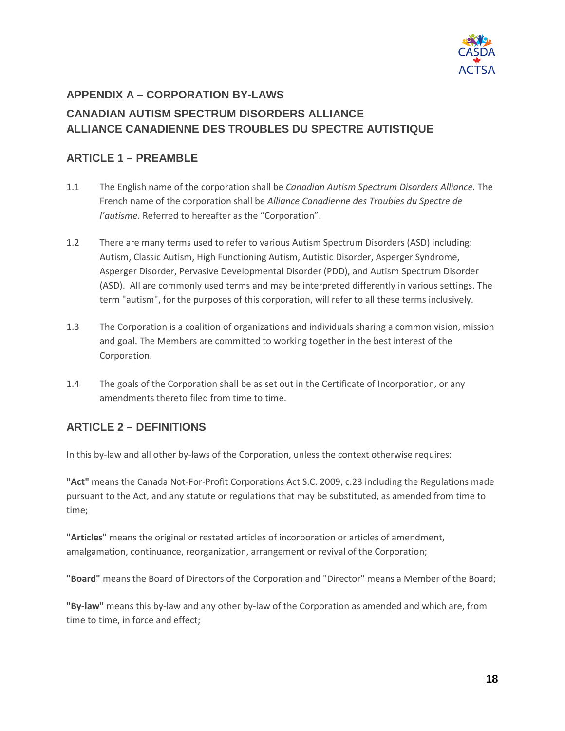## APPENDIX A – CORPORATION BY-LAWS

## CANADIAN AUTISM SPECTRUM DISORDERS ALLIANCE
## ALLIANCE CANADIENNE DES TROUBLES DU SPECTRE AUTISTIQUE

### ARTICLE 1 – PREAMBLE

1.1 The English name of the corporation shall be *Canadian Autism Spectrum Disorders Alliance.* The French name of the corporation shall be *Alliance Canadienne des Troubles du Spectre de l'autisme.* Referred to hereafter as the "Corporation".

1.2 There are many terms used to refer to various Autism Spectrum Disorders (ASD) including: Autism, Classic Autism, High Functioning Autism, Autistic Disorder, Asperger Syndrome, Asperger Disorder, Pervasive Developmental Disorder (PDD), and Autism Spectrum Disorder (ASD). All are commonly used terms and may be interpreted differently in various settings. The term "autism", for the purposes of this corporation, will refer to all these terms inclusively.

1.3 The Corporation is a coalition of organizations and individuals sharing a common vision, mission and goal. The Members are committed to working together in the best interest of the Corporation.

1.4 The goals of the Corporation shall be as set out in the Certificate of Incorporation, or any amendments thereto filed from time to time.

### ARTICLE 2 – DEFINITIONS

In this by-law and all other by-laws of the Corporation, unless the context otherwise requires:

**"Act"** means the Canada Not-For-Profit Corporations Act S.C. 2009, c.23 including the Regulations made pursuant to the Act, and any statute or regulations that may be substituted, as amended from time to time;

**"Articles"** means the original or restated articles of incorporation or articles of amendment, amalgamation, continuance, reorganization, arrangement or revival of the Corporation;

**"Board"** means the Board of Directors of the Corporation and "Director" means a Member of the Board;

**"By-law"** means this by-law and any other by-law of the Corporation as amended and which are, from time to time, in force and effect;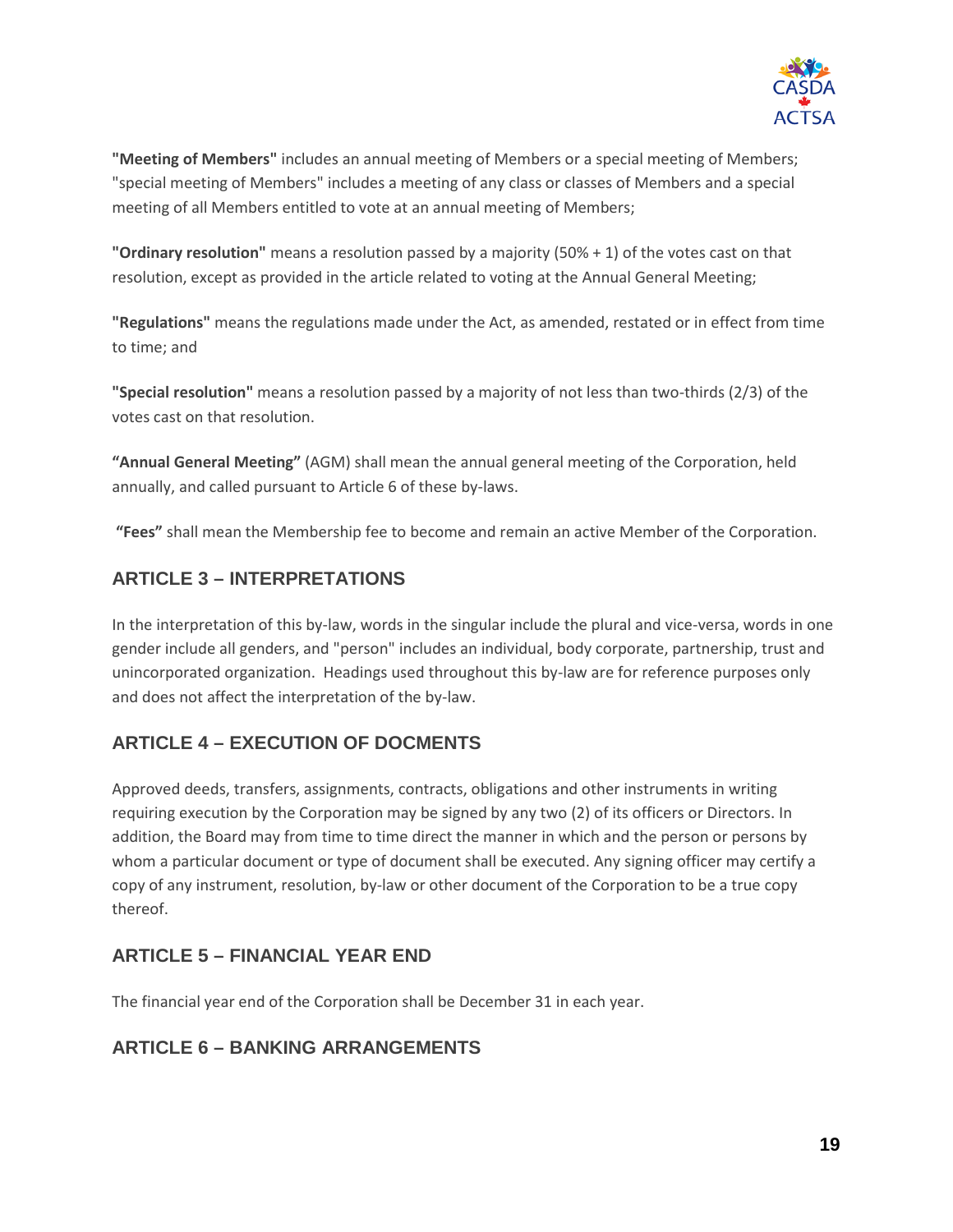**"Meeting of Members"** includes an annual meeting of Members or a special meeting of Members; "special meeting of Members" includes a meeting of any class or classes of Members and a special meeting of all Members entitled to vote at an annual meeting of Members;

**"Ordinary resolution"** means a resolution passed by a majority (50% + 1) of the votes cast on that resolution, except as provided in the article related to voting at the Annual General Meeting;

**"Regulations"** means the regulations made under the Act, as amended, restated or in effect from time to time; and

**"Special resolution"** means a resolution passed by a majority of not less than two-thirds (2/3) of the votes cast on that resolution.

**"Annual General Meeting"** (AGM) shall mean the annual general meeting of the Corporation, held annually, and called pursuant to Article 6 of these by-laws.

**"Fees"** shall mean the Membership fee to become and remain an active Member of the Corporation.

## ARTICLE 3 – INTERPRETATIONS

In the interpretation of this by-law, words in the singular include the plural and vice-versa, words in one gender include all genders, and "person" includes an individual, body corporate, partnership, trust and unincorporated organization. Headings used throughout this by-law are for reference purposes only and does not affect the interpretation of the by-law.

## ARTICLE 4 – EXECUTION OF DOCMENTS

Approved deeds, transfers, assignments, contracts, obligations and other instruments in writing requiring execution by the Corporation may be signed by any two (2) of its officers or Directors. In addition, the Board may from time to time direct the manner in which and the person or persons by whom a particular document or type of document shall be executed. Any signing officer may certify a copy of any instrument, resolution, by-law or other document of the Corporation to be a true copy thereof.

## ARTICLE 5 – FINANCIAL YEAR END

The financial year end of the Corporation shall be December 31 in each year.

## ARTICLE 6 – BANKING ARRANGEMENTS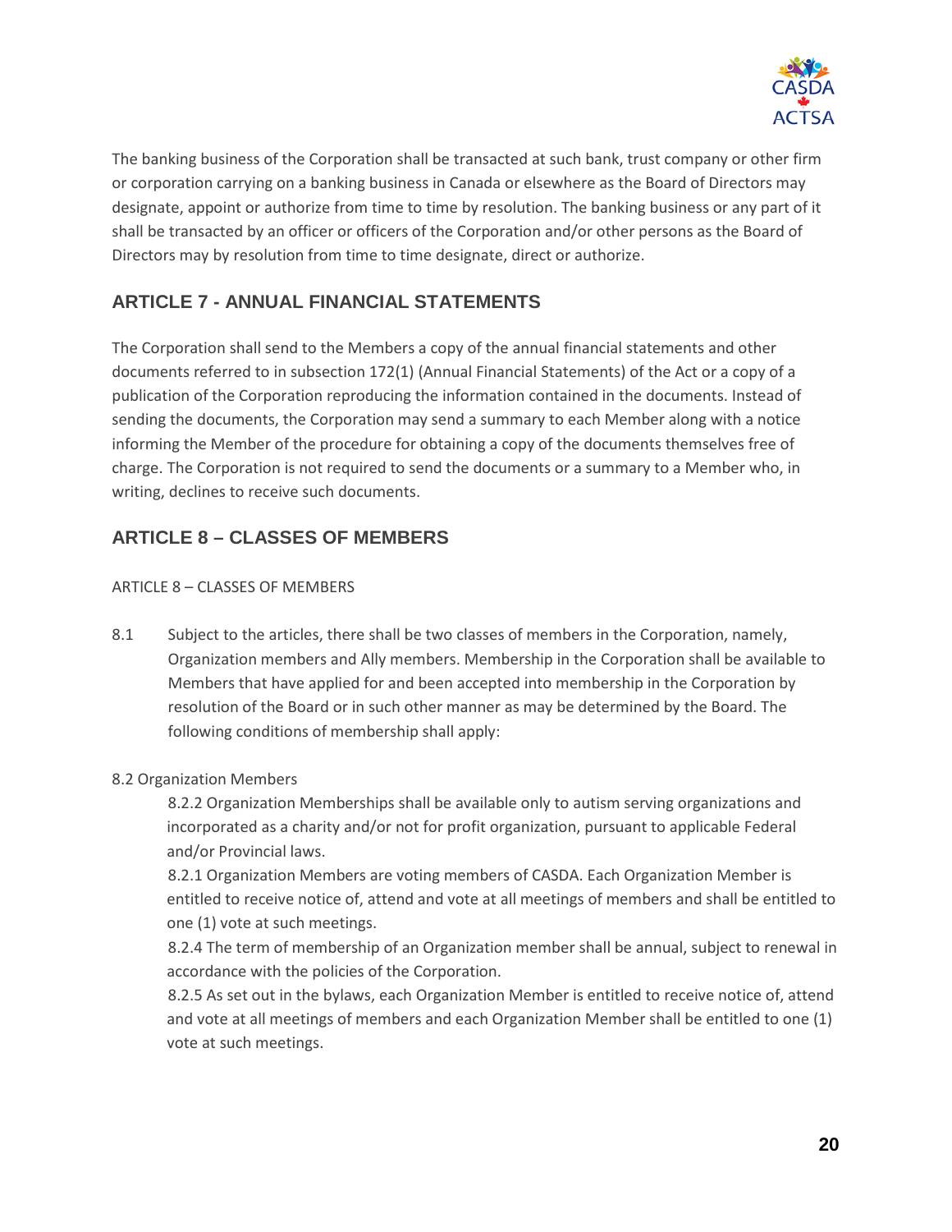The banking business of the Corporation shall be transacted at such bank, trust company or other firm or corporation carrying on a banking business in Canada or elsewhere as the Board of Directors may designate, appoint or authorize from time to time by resolution. The banking business or any part of it shall be transacted by an officer or officers of the Corporation and/or other persons as the Board of Directors may by resolution from time to time designate, direct or authorize.

## ARTICLE 7 - ANNUAL FINANCIAL STATEMENTS

The Corporation shall send to the Members a copy of the annual financial statements and other documents referred to in subsection 172(1) (Annual Financial Statements) of the Act or a copy of a publication of the Corporation reproducing the information contained in the documents. Instead of sending the documents, the Corporation may send a summary to each Member along with a notice informing the Member of the procedure for obtaining a copy of the documents themselves free of charge. The Corporation is not required to send the documents or a summary to a Member who, in writing, declines to receive such documents.

## ARTICLE 8 – CLASSES OF MEMBERS

ARTICLE 8 – CLASSES OF MEMBERS

8.1 Subject to the articles, there shall be two classes of members in the Corporation, namely, Organization members and Ally members. Membership in the Corporation shall be available to Members that have applied for and been accepted into membership in the Corporation by resolution of the Board or in such other manner as may be determined by the Board. The following conditions of membership shall apply:

8.2 Organization Members

8.2.2 Organization Memberships shall be available only to autism serving organizations and incorporated as a charity and/or not for profit organization, pursuant to applicable Federal and/or Provincial laws.

8.2.1 Organization Members are voting members of CASDA. Each Organization Member is entitled to receive notice of, attend and vote at all meetings of members and shall be entitled to one (1) vote at such meetings.

8.2.4 The term of membership of an Organization member shall be annual, subject to renewal in accordance with the policies of the Corporation.

8.2.5 As set out in the bylaws, each Organization Member is entitled to receive notice of, attend and vote at all meetings of members and each Organization Member shall be entitled to one (1) vote at such meetings.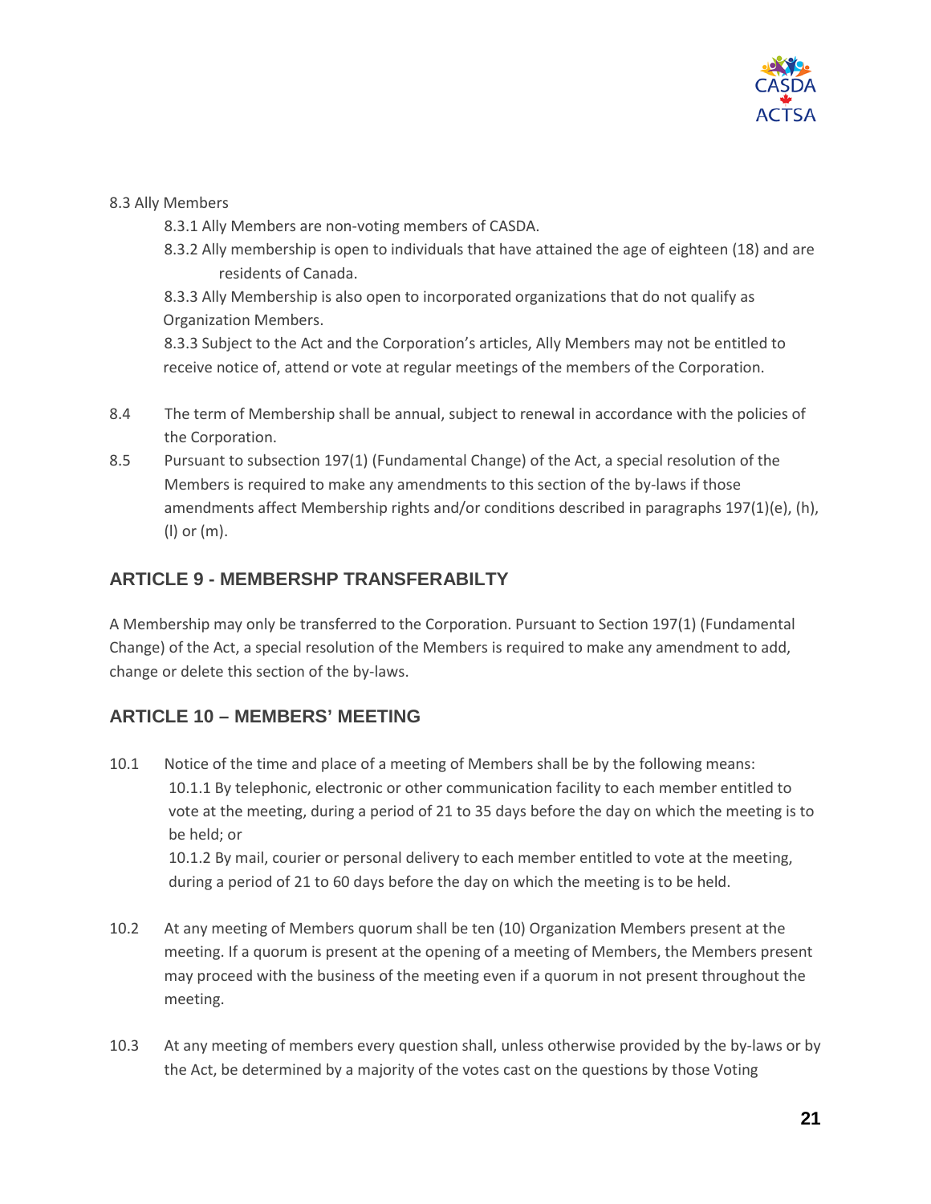8.3 Ally Members

8.3.1 Ally Members are non-voting members of CASDA.

8.3.2 Ally membership is open to individuals that have attained the age of eighteen (18) and are residents of Canada.

8.3.3 Ally Membership is also open to incorporated organizations that do not qualify as Organization Members.

8.3.3 Subject to the Act and the Corporation's articles, Ally Members may not be entitled to receive notice of, attend or vote at regular meetings of the members of the Corporation.

8.4 The term of Membership shall be annual, subject to renewal in accordance with the policies of the Corporation.

8.5 Pursuant to subsection 197(1) (Fundamental Change) of the Act, a special resolution of the Members is required to make any amendments to this section of the by-laws if those amendments affect Membership rights and/or conditions described in paragraphs 197(1)(e), (h), (l) or (m).

## ARTICLE 9 - MEMBERSHP TRANSFERABILTY

A Membership may only be transferred to the Corporation. Pursuant to Section 197(1) (Fundamental Change) of the Act, a special resolution of the Members is required to make any amendment to add, change or delete this section of the by-laws.

## ARTICLE 10 – MEMBERS' MEETING

10.1 Notice of the time and place of a meeting of Members shall be by the following means:

10.1.1 By telephonic, electronic or other communication facility to each member entitled to vote at the meeting, during a period of 21 to 35 days before the day on which the meeting is to be held; or

10.1.2 By mail, courier or personal delivery to each member entitled to vote at the meeting, during a period of 21 to 60 days before the day on which the meeting is to be held.

10.2 At any meeting of Members quorum shall be ten (10) Organization Members present at the meeting. If a quorum is present at the opening of a meeting of Members, the Members present may proceed with the business of the meeting even if a quorum in not present throughout the meeting.

10.3 At any meeting of members every question shall, unless otherwise provided by the by-laws or by the Act, be determined by a majority of the votes cast on the questions by those Voting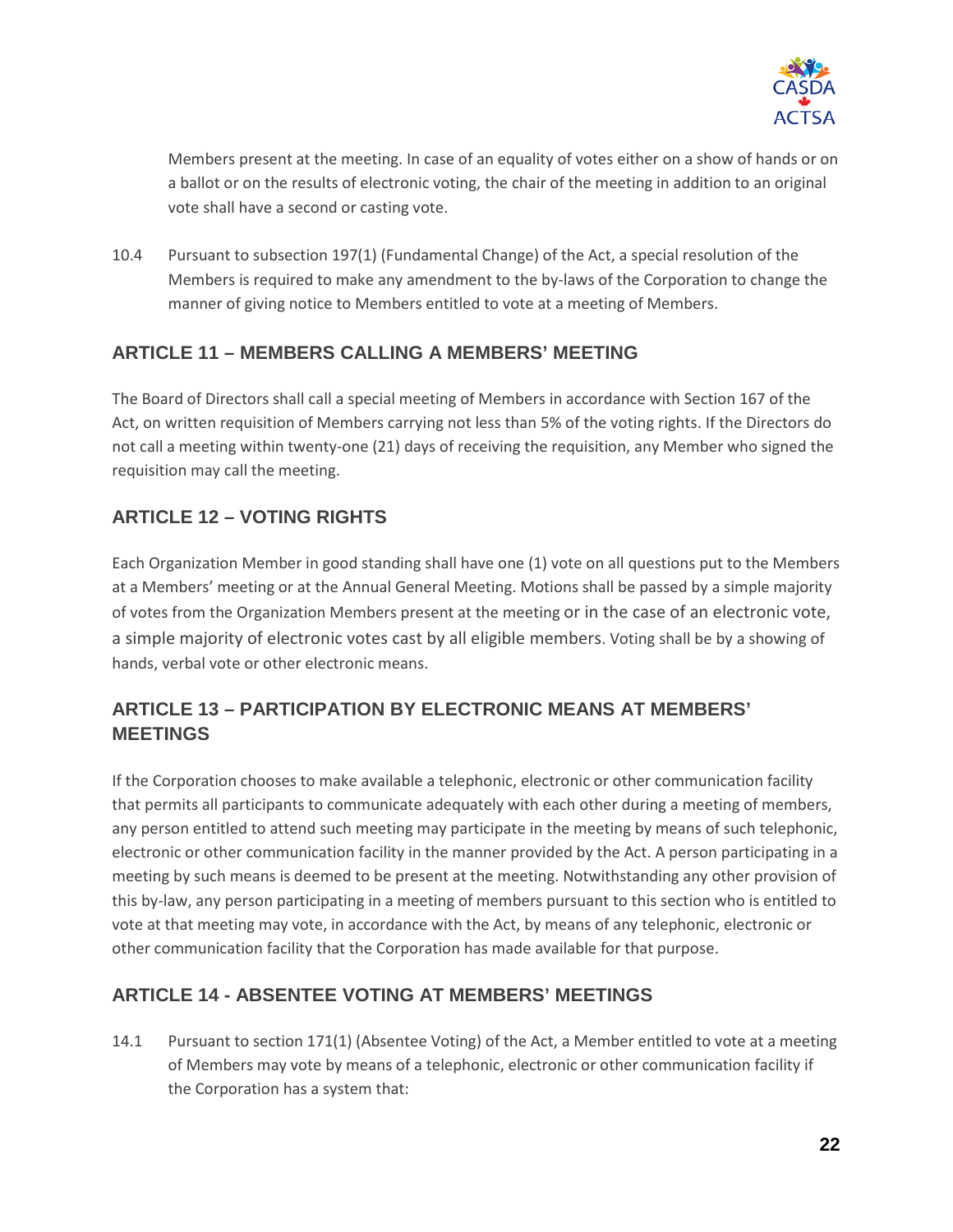Members present at the meeting. In case of an equality of votes either on a show of hands or on a ballot or on the results of electronic voting, the chair of the meeting in addition to an original vote shall have a second or casting vote.

10.4 Pursuant to subsection 197(1) (Fundamental Change) of the Act, a special resolution of the Members is required to make any amendment to the by-laws of the Corporation to change the manner of giving notice to Members entitled to vote at a meeting of Members.

## ARTICLE 11 – MEMBERS CALLING A MEMBERS' MEETING

The Board of Directors shall call a special meeting of Members in accordance with Section 167 of the Act, on written requisition of Members carrying not less than 5% of the voting rights. If the Directors do not call a meeting within twenty-one (21) days of receiving the requisition, any Member who signed the requisition may call the meeting.

## ARTICLE 12 – VOTING RIGHTS

Each Organization Member in good standing shall have one (1) vote on all questions put to the Members at a Members' meeting or at the Annual General Meeting. Motions shall be passed by a simple majority of votes from the Organization Members present at the meeting or in the case of an electronic vote, a simple majority of electronic votes cast by all eligible members. Voting shall be by a showing of hands, verbal vote or other electronic means.

## ARTICLE 13 – PARTICIPATION BY ELECTRONIC MEANS AT MEMBERS' MEETINGS

If the Corporation chooses to make available a telephonic, electronic or other communication facility that permits all participants to communicate adequately with each other during a meeting of members, any person entitled to attend such meeting may participate in the meeting by means of such telephonic, electronic or other communication facility in the manner provided by the Act. A person participating in a meeting by such means is deemed to be present at the meeting. Notwithstanding any other provision of this by-law, any person participating in a meeting of members pursuant to this section who is entitled to vote at that meeting may vote, in accordance with the Act, by means of any telephonic, electronic or other communication facility that the Corporation has made available for that purpose.

## ARTICLE 14 - ABSENTEE VOTING AT MEMBERS' MEETINGS

14.1 Pursuant to section 171(1) (Absentee Voting) of the Act, a Member entitled to vote at a meeting of Members may vote by means of a telephonic, electronic or other communication facility if the Corporation has a system that: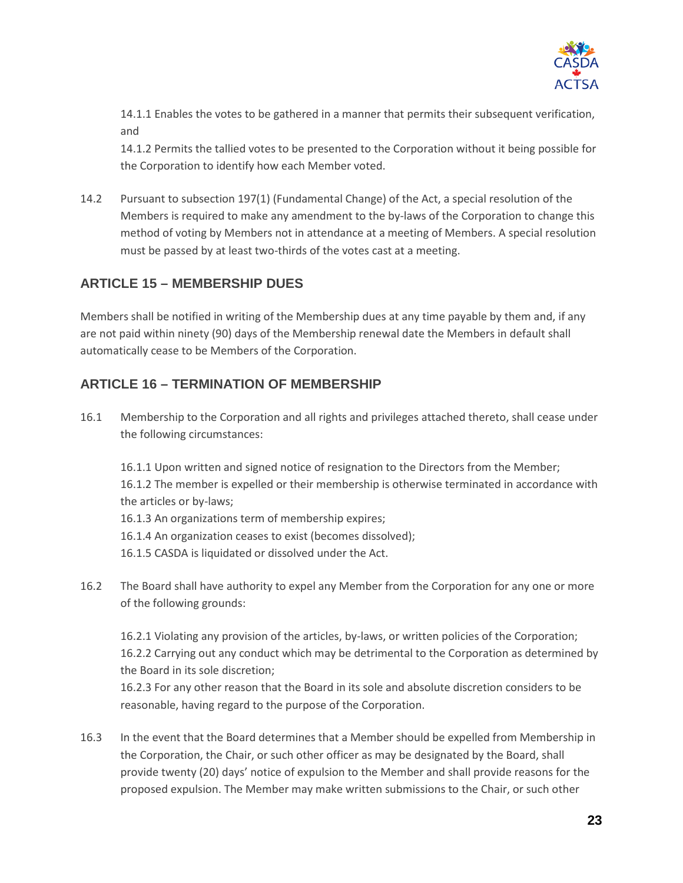14.1.1 Enables the votes to be gathered in a manner that permits their subsequent verification, and

14.1.2 Permits the tallied votes to be presented to the Corporation without it being possible for the Corporation to identify how each Member voted.

14.2 Pursuant to subsection 197(1) (Fundamental Change) of the Act, a special resolution of the Members is required to make any amendment to the by-laws of the Corporation to change this method of voting by Members not in attendance at a meeting of Members. A special resolution must be passed by at least two-thirds of the votes cast at a meeting.

## ARTICLE 15 – MEMBERSHIP DUES

Members shall be notified in writing of the Membership dues at any time payable by them and, if any are not paid within ninety (90) days of the Membership renewal date the Members in default shall automatically cease to be Members of the Corporation.

## ARTICLE 16 – TERMINATION OF MEMBERSHIP

16.1 Membership to the Corporation and all rights and privileges attached thereto, shall cease under the following circumstances:

16.1.1 Upon written and signed notice of resignation to the Directors from the Member;
16.1.2 The member is expelled or their membership is otherwise terminated in accordance with the articles or by-laws;
16.1.3 An organizations term of membership expires;
16.1.4 An organization ceases to exist (becomes dissolved);
16.1.5 CASDA is liquidated or dissolved under the Act.

16.2 The Board shall have authority to expel any Member from the Corporation for any one or more of the following grounds:

16.2.1 Violating any provision of the articles, by-laws, or written policies of the Corporation;
16.2.2 Carrying out any conduct which may be detrimental to the Corporation as determined by the Board in its sole discretion;
16.2.3 For any other reason that the Board in its sole and absolute discretion considers to be reasonable, having regard to the purpose of the Corporation.

16.3 In the event that the Board determines that a Member should be expelled from Membership in the Corporation, the Chair, or such other officer as may be designated by the Board, shall provide twenty (20) days' notice of expulsion to the Member and shall provide reasons for the proposed expulsion. The Member may make written submissions to the Chair, or such other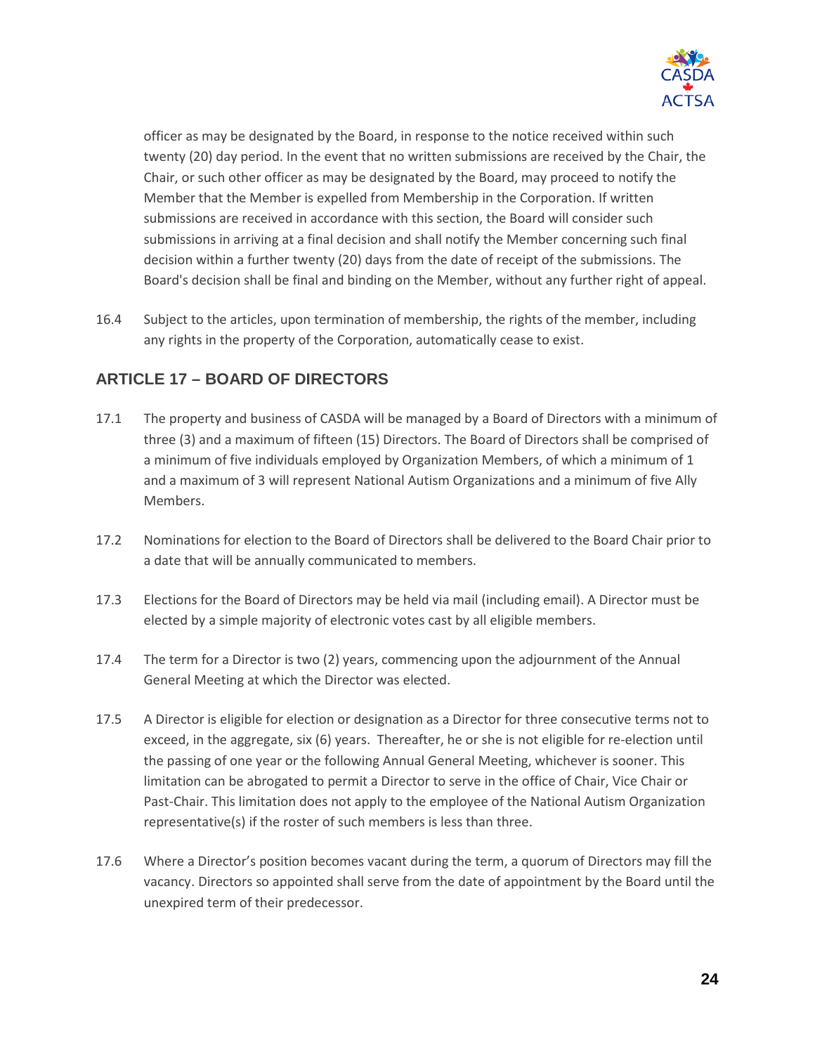officer as may be designated by the Board, in response to the notice received within such twenty (20) day period. In the event that no written submissions are received by the Chair, the Chair, or such other officer as may be designated by the Board, may proceed to notify the Member that the Member is expelled from Membership in the Corporation. If written submissions are received in accordance with this section, the Board will consider such submissions in arriving at a final decision and shall notify the Member concerning such final decision within a further twenty (20) days from the date of receipt of the submissions. The Board's decision shall be final and binding on the Member, without any further right of appeal.

16.4 Subject to the articles, upon termination of membership, the rights of the member, including any rights in the property of the Corporation, automatically cease to exist.

## ARTICLE 17 – BOARD OF DIRECTORS

17.1 The property and business of CASDA will be managed by a Board of Directors with a minimum of three (3) and a maximum of fifteen (15) Directors. The Board of Directors shall be comprised of a minimum of five individuals employed by Organization Members, of which a minimum of 1 and a maximum of 3 will represent National Autism Organizations and a minimum of five Ally Members.

17.2 Nominations for election to the Board of Directors shall be delivered to the Board Chair prior to a date that will be annually communicated to members.

17.3 Elections for the Board of Directors may be held via mail (including email). A Director must be elected by a simple majority of electronic votes cast by all eligible members.

17.4 The term for a Director is two (2) years, commencing upon the adjournment of the Annual General Meeting at which the Director was elected.

17.5 A Director is eligible for election or designation as a Director for three consecutive terms not to exceed, in the aggregate, six (6) years. Thereafter, he or she is not eligible for re-election until the passing of one year or the following Annual General Meeting, whichever is sooner. This limitation can be abrogated to permit a Director to serve in the office of Chair, Vice Chair or Past-Chair. This limitation does not apply to the employee of the National Autism Organization representative(s) if the roster of such members is less than three.

17.6 Where a Director's position becomes vacant during the term, a quorum of Directors may fill the vacancy. Directors so appointed shall serve from the date of appointment by the Board until the unexpired term of their predecessor.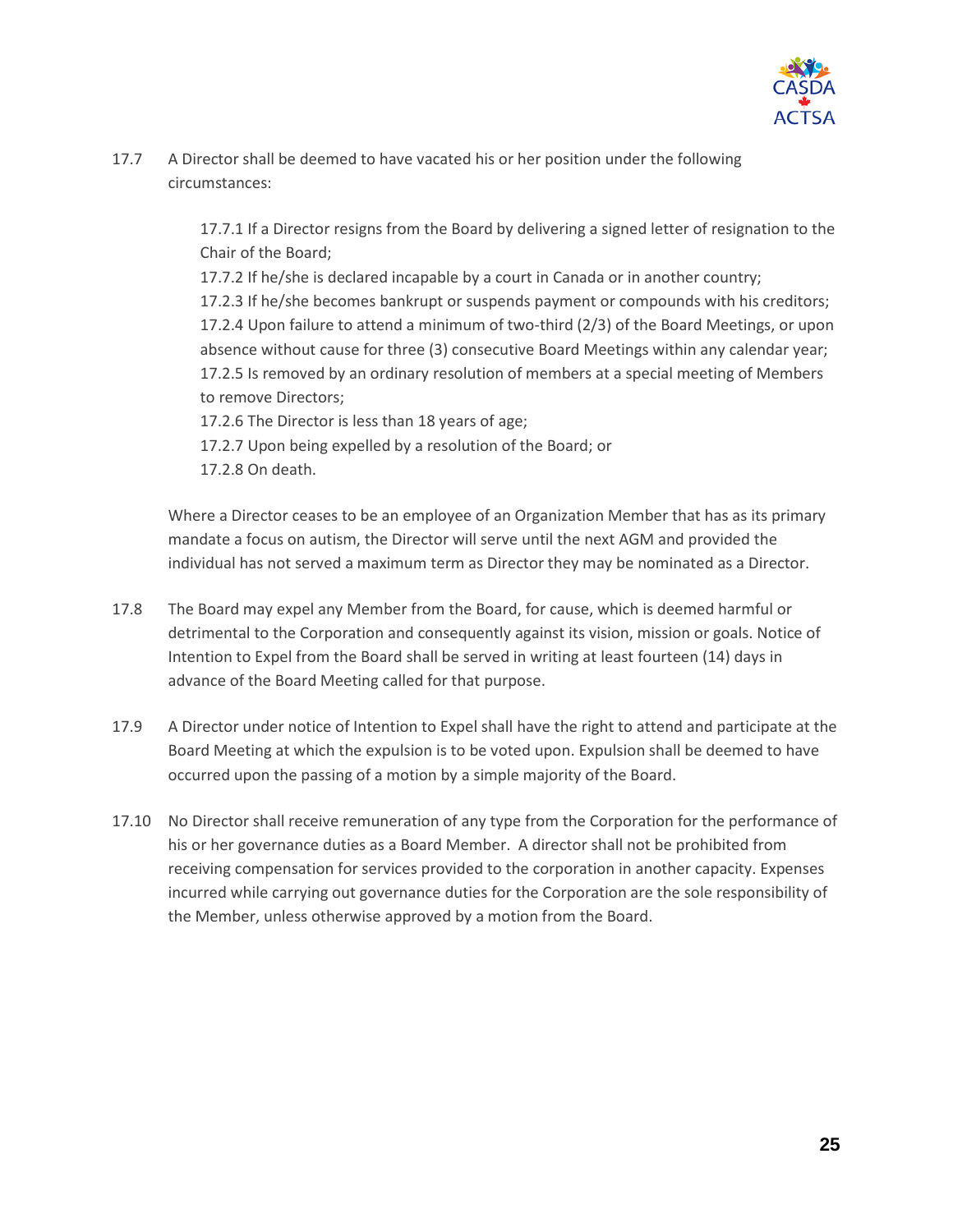17.7 A Director shall be deemed to have vacated his or her position under the following circumstances:

17.7.1 If a Director resigns from the Board by delivering a signed letter of resignation to the Chair of the Board;
17.7.2 If he/she is declared incapable by a court in Canada or in another country;
17.2.3 If he/she becomes bankrupt or suspends payment or compounds with his creditors;
17.2.4 Upon failure to attend a minimum of two-third (2/3) of the Board Meetings, or upon absence without cause for three (3) consecutive Board Meetings within any calendar year;
17.2.5 Is removed by an ordinary resolution of members at a special meeting of Members to remove Directors;
17.2.6 The Director is less than 18 years of age;
17.2.7 Upon being expelled by a resolution of the Board; or
17.2.8 On death.

Where a Director ceases to be an employee of an Organization Member that has as its primary mandate a focus on autism, the Director will serve until the next AGM and provided the individual has not served a maximum term as Director they may be nominated as a Director.

17.8 The Board may expel any Member from the Board, for cause, which is deemed harmful or detrimental to the Corporation and consequently against its vision, mission or goals. Notice of Intention to Expel from the Board shall be served in writing at least fourteen (14) days in advance of the Board Meeting called for that purpose.

17.9 A Director under notice of Intention to Expel shall have the right to attend and participate at the Board Meeting at which the expulsion is to be voted upon. Expulsion shall be deemed to have occurred upon the passing of a motion by a simple majority of the Board.

17.10 No Director shall receive remuneration of any type from the Corporation for the performance of his or her governance duties as a Board Member. A director shall not be prohibited from receiving compensation for services provided to the corporation in another capacity. Expenses incurred while carrying out governance duties for the Corporation are the sole responsibility of the Member, unless otherwise approved by a motion from the Board.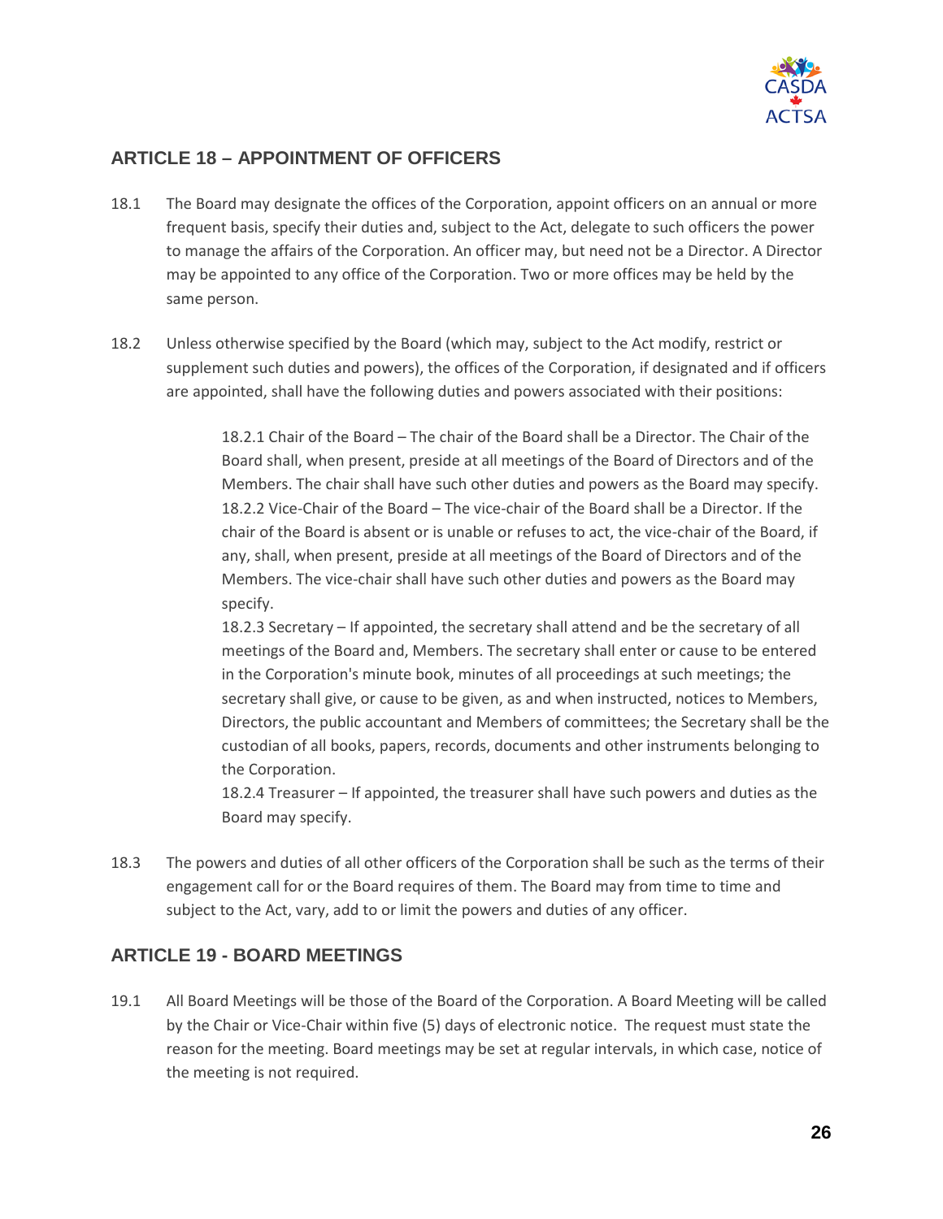## ARTICLE 18 – APPOINTMENT OF OFFICERS

18.1 The Board may designate the offices of the Corporation, appoint officers on an annual or more frequent basis, specify their duties and, subject to the Act, delegate to such officers the power to manage the affairs of the Corporation. An officer may, but need not be a Director. A Director may be appointed to any office of the Corporation. Two or more offices may be held by the same person.

18.2 Unless otherwise specified by the Board (which may, subject to the Act modify, restrict or supplement such duties and powers), the offices of the Corporation, if designated and if officers are appointed, shall have the following duties and powers associated with their positions:

> 18.2.1 Chair of the Board – The chair of the Board shall be a Director. The Chair of the Board shall, when present, preside at all meetings of the Board of Directors and of the Members. The chair shall have such other duties and powers as the Board may specify.
>
> 18.2.2 Vice-Chair of the Board – The vice-chair of the Board shall be a Director. If the chair of the Board is absent or is unable or refuses to act, the vice-chair of the Board, if any, shall, when present, preside at all meetings of the Board of Directors and of the Members. The vice-chair shall have such other duties and powers as the Board may specify.
>
> 18.2.3 Secretary – If appointed, the secretary shall attend and be the secretary of all meetings of the Board and, Members. The secretary shall enter or cause to be entered in the Corporation's minute book, minutes of all proceedings at such meetings; the secretary shall give, or cause to be given, as and when instructed, notices to Members, Directors, the public accountant and Members of committees; the Secretary shall be the custodian of all books, papers, records, documents and other instruments belonging to the Corporation.
>
> 18.2.4 Treasurer – If appointed, the treasurer shall have such powers and duties as the Board may specify.

18.3 The powers and duties of all other officers of the Corporation shall be such as the terms of their engagement call for or the Board requires of them. The Board may from time to time and subject to the Act, vary, add to or limit the powers and duties of any officer.

## ARTICLE 19 - BOARD MEETINGS

19.1 All Board Meetings will be those of the Board of the Corporation. A Board Meeting will be called by the Chair or Vice-Chair within five (5) days of electronic notice. The request must state the reason for the meeting. Board meetings may be set at regular intervals, in which case, notice of the meeting is not required.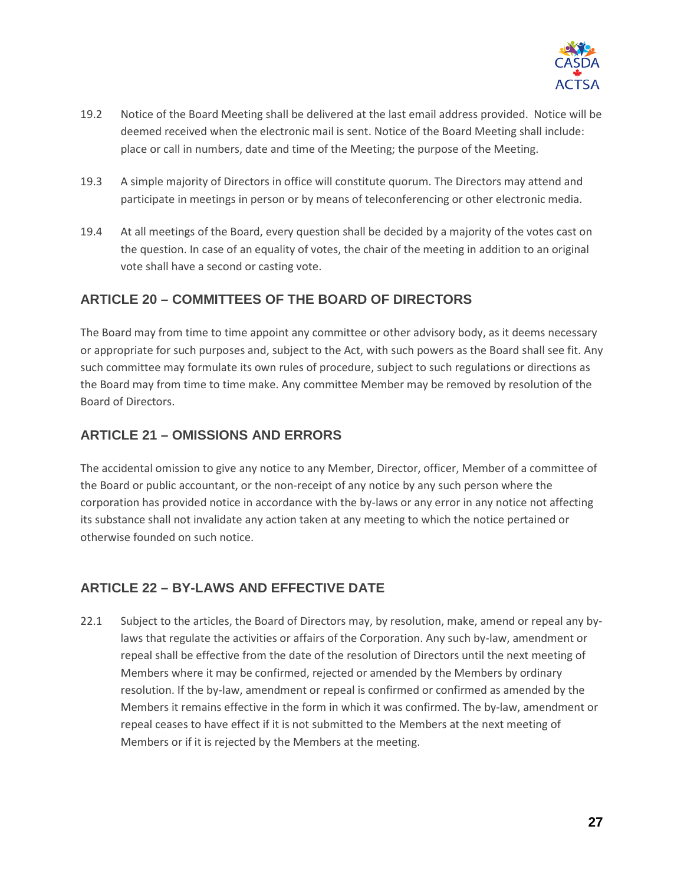19.2 Notice of the Board Meeting shall be delivered at the last email address provided. Notice will be deemed received when the electronic mail is sent. Notice of the Board Meeting shall include: place or call in numbers, date and time of the Meeting; the purpose of the Meeting.

19.3 A simple majority of Directors in office will constitute quorum. The Directors may attend and participate in meetings in person or by means of teleconferencing or other electronic media.

19.4 At all meetings of the Board, every question shall be decided by a majority of the votes cast on the question. In case of an equality of votes, the chair of the meeting in addition to an original vote shall have a second or casting vote.

## ARTICLE 20 – COMMITTEES OF THE BOARD OF DIRECTORS

The Board may from time to time appoint any committee or other advisory body, as it deems necessary or appropriate for such purposes and, subject to the Act, with such powers as the Board shall see fit. Any such committee may formulate its own rules of procedure, subject to such regulations or directions as the Board may from time to time make. Any committee Member may be removed by resolution of the Board of Directors.

## ARTICLE 21 – OMISSIONS AND ERRORS

The accidental omission to give any notice to any Member, Director, officer, Member of a committee of the Board or public accountant, or the non-receipt of any notice by any such person where the corporation has provided notice in accordance with the by-laws or any error in any notice not affecting its substance shall not invalidate any action taken at any meeting to which the notice pertained or otherwise founded on such notice.

## ARTICLE 22 – BY-LAWS AND EFFECTIVE DATE

22.1 Subject to the articles, the Board of Directors may, by resolution, make, amend or repeal any by-laws that regulate the activities or affairs of the Corporation. Any such by-law, amendment or repeal shall be effective from the date of the resolution of Directors until the next meeting of Members where it may be confirmed, rejected or amended by the Members by ordinary resolution. If the by-law, amendment or repeal is confirmed or confirmed as amended by the Members it remains effective in the form in which it was confirmed. The by-law, amendment or repeal ceases to have effect if it is not submitted to the Members at the next meeting of Members or if it is rejected by the Members at the meeting.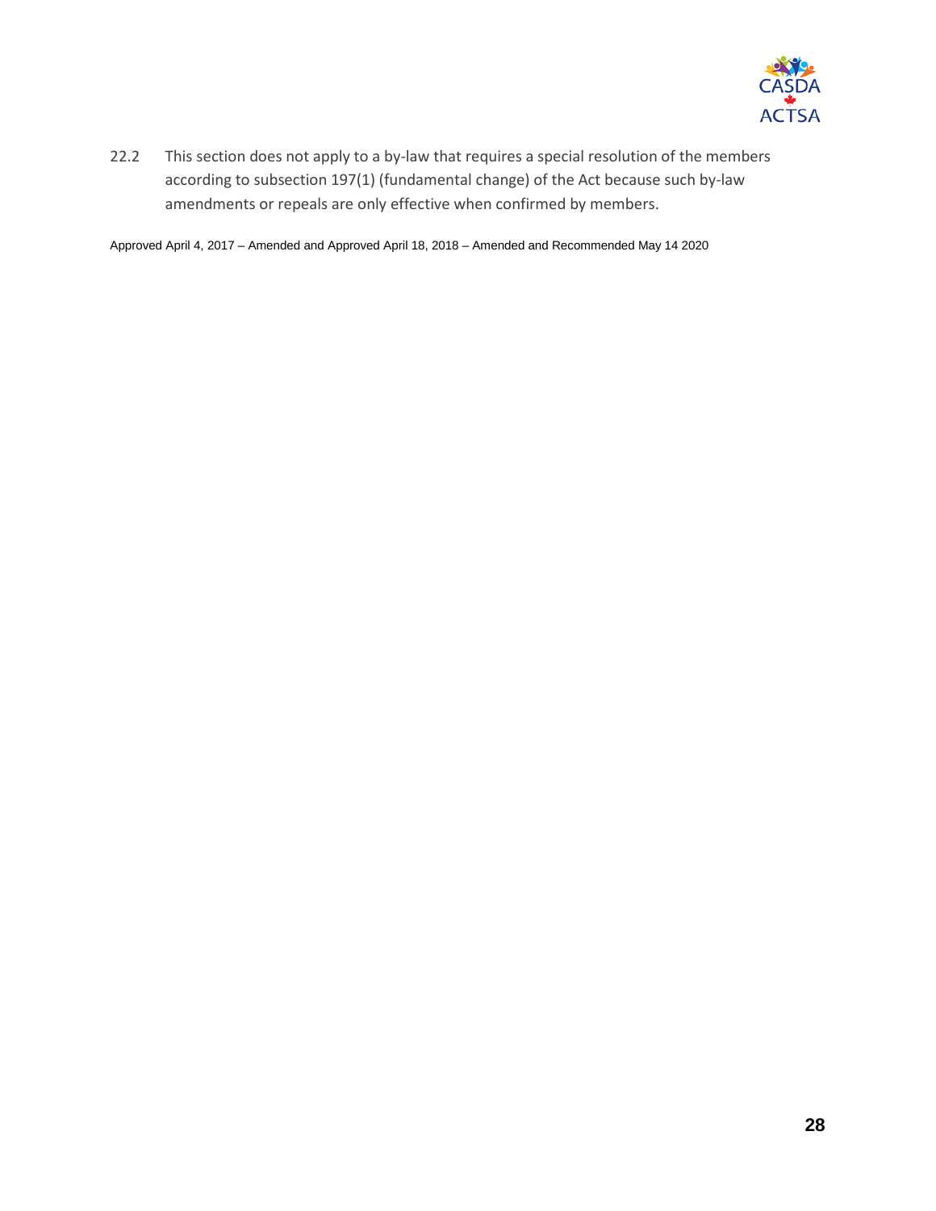22.2 This section does not apply to a by-law that requires a special resolution of the members according to subsection 197(1) (fundamental change) of the Act because such by-law amendments or repeals are only effective when confirmed by members.

Approved April 4, 2017 – Amended and Approved April 18, 2018 – Amended and Recommended May 14 2020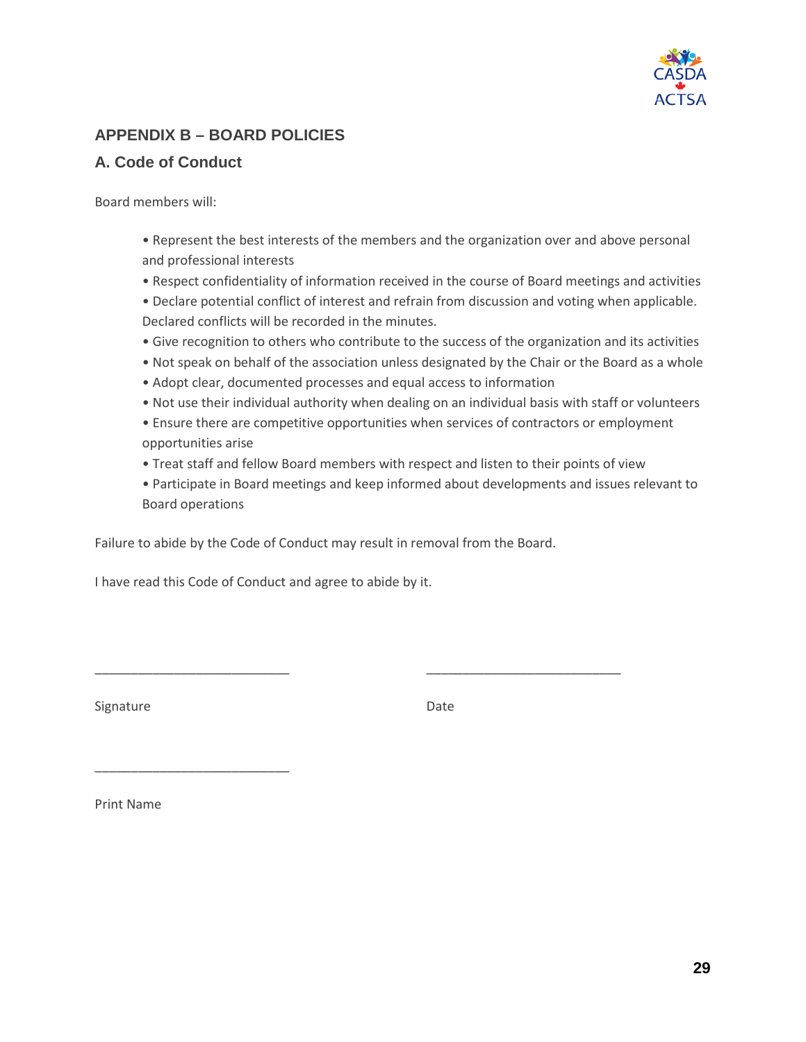## APPENDIX B – BOARD POLICIES

### A. Code of Conduct

Board members will:

- Represent the best interests of the members and the organization over and above personal and professional interests
- Respect confidentiality of information received in the course of Board meetings and activities
- Declare potential conflict of interest and refrain from discussion and voting when applicable. Declared conflicts will be recorded in the minutes.
- Give recognition to others who contribute to the success of the organization and its activities
- Not speak on behalf of the association unless designated by the Chair or the Board as a whole
- Adopt clear, documented processes and equal access to information
- Not use their individual authority when dealing on an individual basis with staff or volunteers
- Ensure there are competitive opportunities when services of contractors or employment opportunities arise
- Treat staff and fellow Board members with respect and listen to their points of view
- Participate in Board meetings and keep informed about developments and issues relevant to Board operations

Failure to abide by the Code of Conduct may result in removal from the Board.

I have read this Code of Conduct and agree to abide by it.

\_\_\_\_\_\_\_\_\_\_\_\_\_\_\_\_\_\_\_\_\_\_\_\_\_\_\_\_ \_\_\_\_\_\_\_\_\_\_\_\_\_\_\_\_\_\_\_\_\_\_\_\_\_\_\_\_

Signature Date

\_\_\_\_\_\_\_\_\_\_\_\_\_\_\_\_\_\_\_\_\_\_\_\_\_\_\_\_

Print Name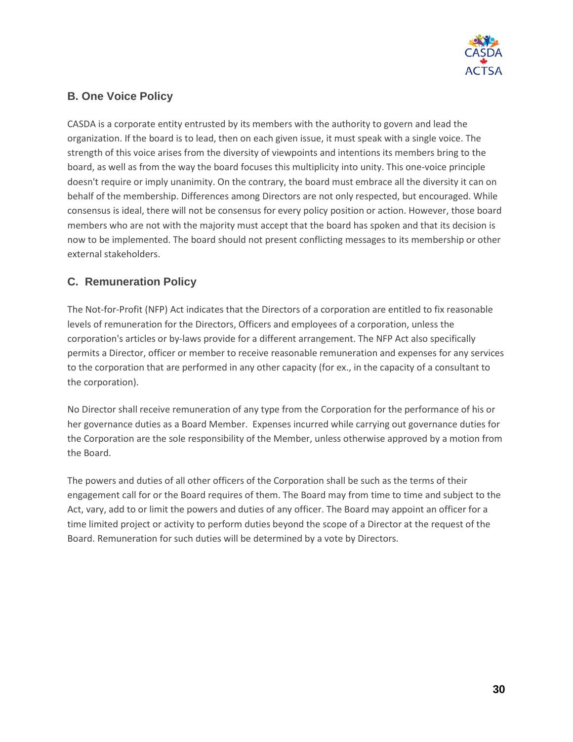## B. One Voice Policy

CASDA is a corporate entity entrusted by its members with the authority to govern and lead the organization. If the board is to lead, then on each given issue, it must speak with a single voice. The strength of this voice arises from the diversity of viewpoints and intentions its members bring to the board, as well as from the way the board focuses this multiplicity into unity. This one-voice principle doesn't require or imply unanimity. On the contrary, the board must embrace all the diversity it can on behalf of the membership. Differences among Directors are not only respected, but encouraged. While consensus is ideal, there will not be consensus for every policy position or action. However, those board members who are not with the majority must accept that the board has spoken and that its decision is now to be implemented. The board should not present conflicting messages to its membership or other external stakeholders.

## C. Remuneration Policy

The Not-for-Profit (NFP) Act indicates that the Directors of a corporation are entitled to fix reasonable levels of remuneration for the Directors, Officers and employees of a corporation, unless the corporation's articles or by-laws provide for a different arrangement. The NFP Act also specifically permits a Director, officer or member to receive reasonable remuneration and expenses for any services to the corporation that are performed in any other capacity (for ex., in the capacity of a consultant to the corporation).

No Director shall receive remuneration of any type from the Corporation for the performance of his or her governance duties as a Board Member. Expenses incurred while carrying out governance duties for the Corporation are the sole responsibility of the Member, unless otherwise approved by a motion from the Board.

The powers and duties of all other officers of the Corporation shall be such as the terms of their engagement call for or the Board requires of them. The Board may from time to time and subject to the Act, vary, add to or limit the powers and duties of any officer. The Board may appoint an officer for a time limited project or activity to perform duties beyond the scope of a Director at the request of the Board. Remuneration for such duties will be determined by a vote by Directors.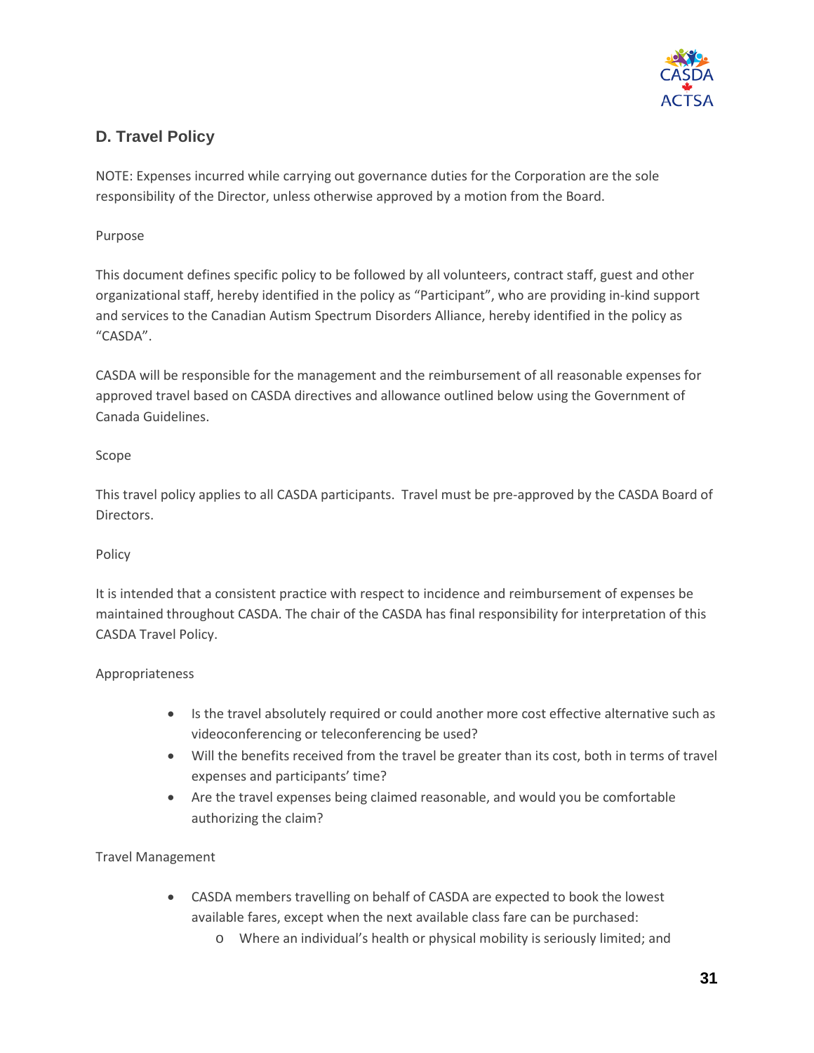## D. Travel Policy

NOTE: Expenses incurred while carrying out governance duties for the Corporation are the sole responsibility of the Director, unless otherwise approved by a motion from the Board.

Purpose

This document defines specific policy to be followed by all volunteers, contract staff, guest and other organizational staff, hereby identified in the policy as “Participant”, who are providing in-kind support and services to the Canadian Autism Spectrum Disorders Alliance, hereby identified in the policy as “CASDA”.

CASDA will be responsible for the management and the reimbursement of all reasonable expenses for approved travel based on CASDA directives and allowance outlined below using the Government of Canada Guidelines.

Scope

This travel policy applies to all CASDA participants. Travel must be pre-approved by the CASDA Board of Directors.

Policy

It is intended that a consistent practice with respect to incidence and reimbursement of expenses be maintained throughout CASDA. The chair of the CASDA has final responsibility for interpretation of this CASDA Travel Policy.

Appropriateness

- Is the travel absolutely required or could another more cost effective alternative such as videoconferencing or teleconferencing be used?
- Will the benefits received from the travel be greater than its cost, both in terms of travel expenses and participants’ time?
- Are the travel expenses being claimed reasonable, and would you be comfortable authorizing the claim?

Travel Management

- CASDA members travelling on behalf of CASDA are expected to book the lowest available fares, except when the next available class fare can be purchased:
  - Where an individual’s health or physical mobility is seriously limited; and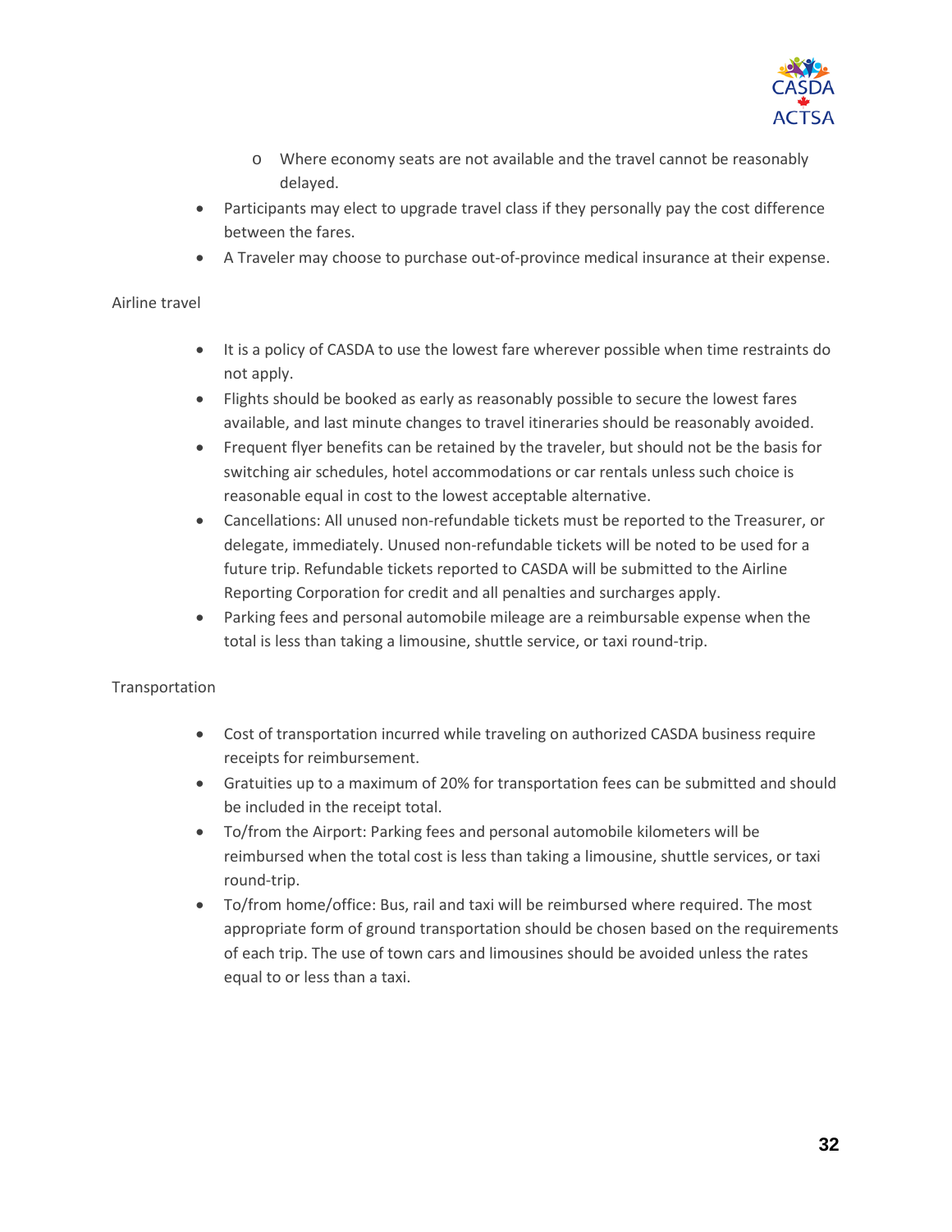- Where economy seats are not available and the travel cannot be reasonably delayed.
- Participants may elect to upgrade travel class if they personally pay the cost difference between the fares.
- A Traveler may choose to purchase out-of-province medical insurance at their expense.

Airline travel

- It is a policy of CASDA to use the lowest fare wherever possible when time restraints do not apply.
- Flights should be booked as early as reasonably possible to secure the lowest fares available, and last minute changes to travel itineraries should be reasonably avoided.
- Frequent flyer benefits can be retained by the traveler, but should not be the basis for switching air schedules, hotel accommodations or car rentals unless such choice is reasonable equal in cost to the lowest acceptable alternative.
- Cancellations: All unused non-refundable tickets must be reported to the Treasurer, or delegate, immediately. Unused non-refundable tickets will be noted to be used for a future trip. Refundable tickets reported to CASDA will be submitted to the Airline Reporting Corporation for credit and all penalties and surcharges apply.
- Parking fees and personal automobile mileage are a reimbursable expense when the total is less than taking a limousine, shuttle service, or taxi round-trip.

Transportation

- Cost of transportation incurred while traveling on authorized CASDA business require receipts for reimbursement.
- Gratuities up to a maximum of 20% for transportation fees can be submitted and should be included in the receipt total.
- To/from the Airport: Parking fees and personal automobile kilometers will be reimbursed when the total cost is less than taking a limousine, shuttle services, or taxi round-trip.
- To/from home/office: Bus, rail and taxi will be reimbursed where required. The most appropriate form of ground transportation should be chosen based on the requirements of each trip. The use of town cars and limousines should be avoided unless the rates equal to or less than a taxi.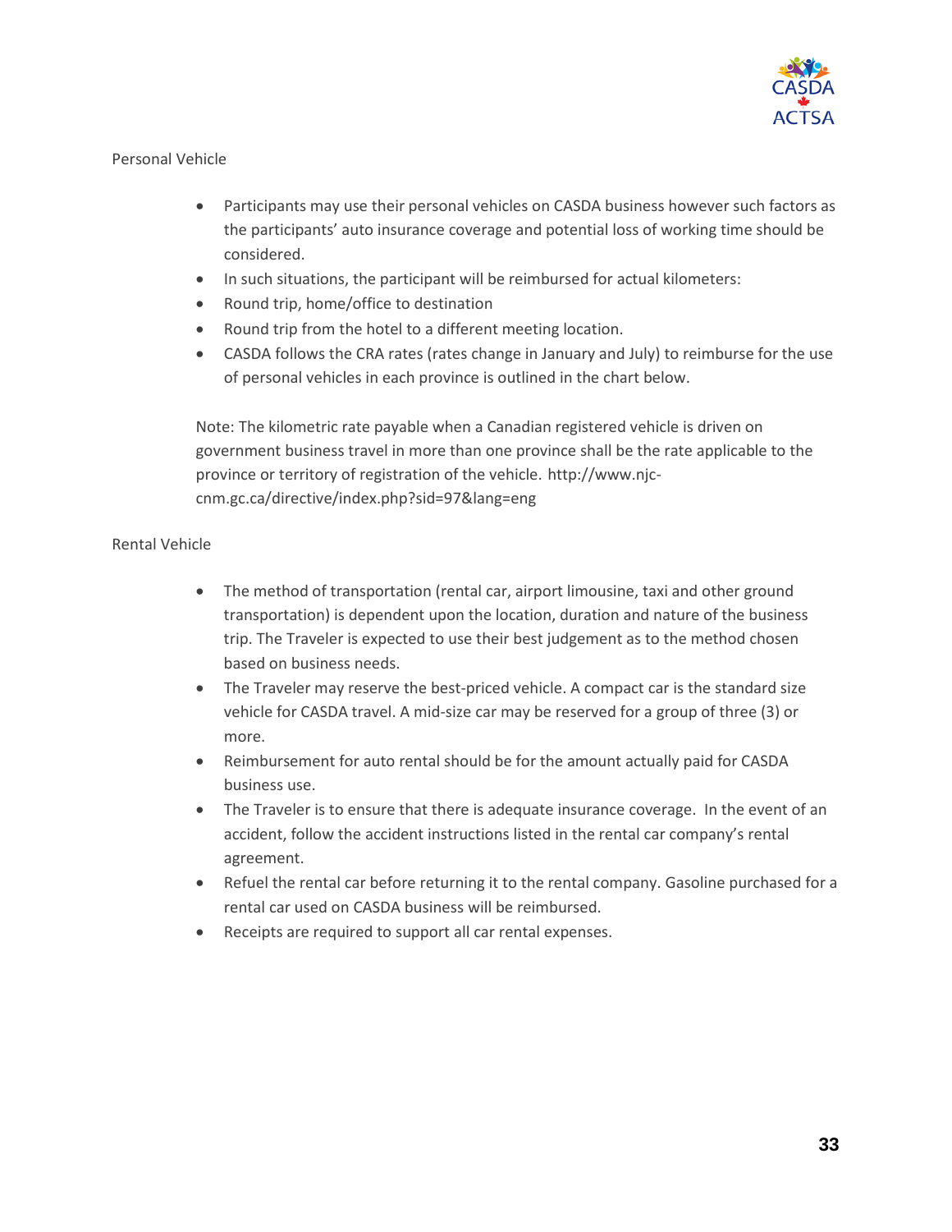Personal Vehicle

- Participants may use their personal vehicles on CASDA business however such factors as the participants' auto insurance coverage and potential loss of working time should be considered.
- In such situations, the participant will be reimbursed for actual kilometers:
- Round trip, home/office to destination
- Round trip from the hotel to a different meeting location.
- CASDA follows the CRA rates (rates change in January and July) to reimburse for the use of personal vehicles in each province is outlined in the chart below.

Note: The kilometric rate payable when a Canadian registered vehicle is driven on government business travel in more than one province shall be the rate applicable to the province or territory of registration of the vehicle. http://www.njc-cnm.gc.ca/directive/index.php?sid=97&lang=eng

Rental Vehicle

- The method of transportation (rental car, airport limousine, taxi and other ground transportation) is dependent upon the location, duration and nature of the business trip. The Traveler is expected to use their best judgement as to the method chosen based on business needs.
- The Traveler may reserve the best-priced vehicle. A compact car is the standard size vehicle for CASDA travel. A mid-size car may be reserved for a group of three (3) or more.
- Reimbursement for auto rental should be for the amount actually paid for CASDA business use.
- The Traveler is to ensure that there is adequate insurance coverage. In the event of an accident, follow the accident instructions listed in the rental car company's rental agreement.
- Refuel the rental car before returning it to the rental company. Gasoline purchased for a rental car used on CASDA business will be reimbursed.
- Receipts are required to support all car rental expenses.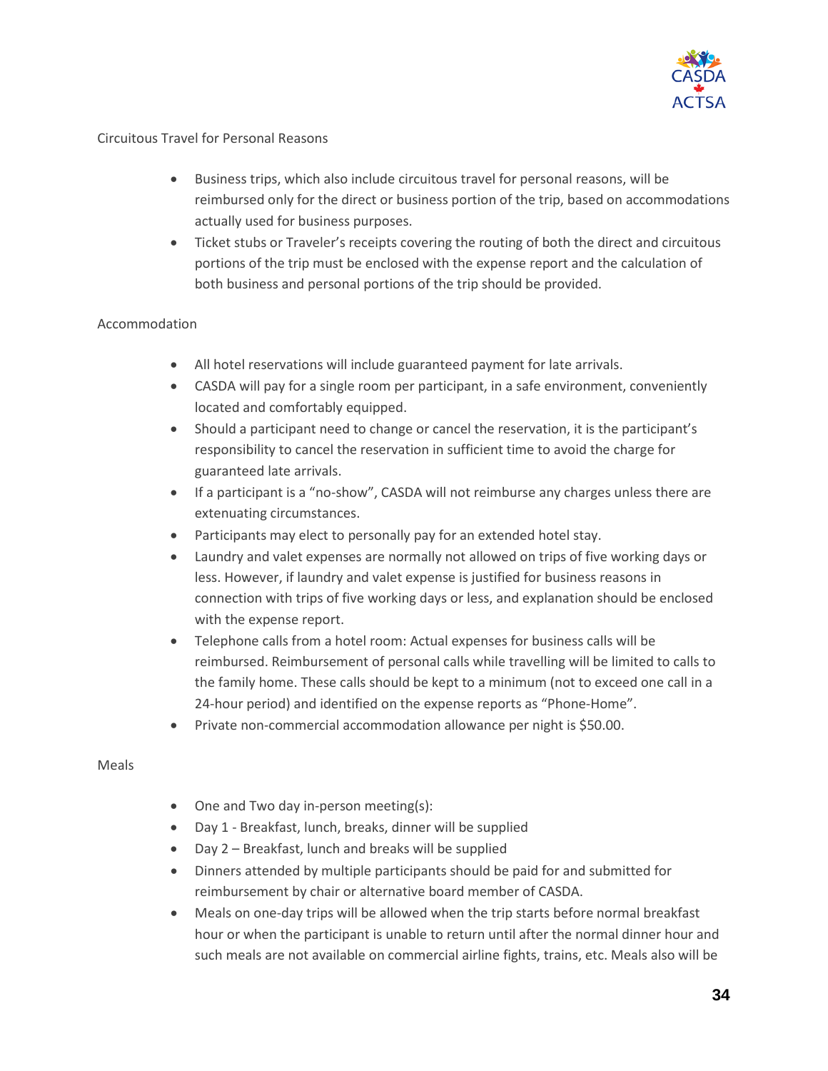Circuitous Travel for Personal Reasons

- Business trips, which also include circuitous travel for personal reasons, will be reimbursed only for the direct or business portion of the trip, based on accommodations actually used for business purposes.
- Ticket stubs or Traveler's receipts covering the routing of both the direct and circuitous portions of the trip must be enclosed with the expense report and the calculation of both business and personal portions of the trip should be provided.

Accommodation

- All hotel reservations will include guaranteed payment for late arrivals.
- CASDA will pay for a single room per participant, in a safe environment, conveniently located and comfortably equipped.
- Should a participant need to change or cancel the reservation, it is the participant's responsibility to cancel the reservation in sufficient time to avoid the charge for guaranteed late arrivals.
- If a participant is a "no-show", CASDA will not reimburse any charges unless there are extenuating circumstances.
- Participants may elect to personally pay for an extended hotel stay.
- Laundry and valet expenses are normally not allowed on trips of five working days or less. However, if laundry and valet expense is justified for business reasons in connection with trips of five working days or less, and explanation should be enclosed with the expense report.
- Telephone calls from a hotel room: Actual expenses for business calls will be reimbursed. Reimbursement of personal calls while travelling will be limited to calls to the family home. These calls should be kept to a minimum (not to exceed one call in a 24-hour period) and identified on the expense reports as "Phone-Home".
- Private non-commercial accommodation allowance per night is $50.00.

Meals

- One and Two day in-person meeting(s):
- Day 1 - Breakfast, lunch, breaks, dinner will be supplied
- Day 2 – Breakfast, lunch and breaks will be supplied
- Dinners attended by multiple participants should be paid for and submitted for reimbursement by chair or alternative board member of CASDA.
- Meals on one-day trips will be allowed when the trip starts before normal breakfast hour or when the participant is unable to return until after the normal dinner hour and such meals are not available on commercial airline fights, trains, etc. Meals also will be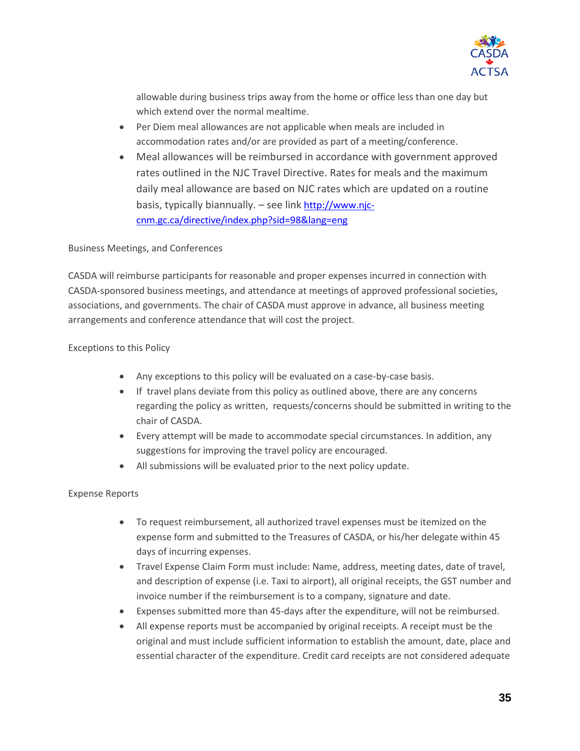allowable during business trips away from the home or office less than one day but which extend over the normal mealtime.

- Per Diem meal allowances are not applicable when meals are included in accommodation rates and/or are provided as part of a meeting/conference.
- Meal allowances will be reimbursed in accordance with government approved rates outlined in the NJC Travel Directive. Rates for meals and the maximum daily meal allowance are based on NJC rates which are updated on a routine basis, typically biannually. – see link [http://www.njc-cnm.gc.ca/directive/index.php?sid=98&lang=eng](http://www.njc-cnm.gc.ca/directive/index.php?sid=98&lang=eng)

Business Meetings, and Conferences

CASDA will reimburse participants for reasonable and proper expenses incurred in connection with CASDA-sponsored business meetings, and attendance at meetings of approved professional societies, associations, and governments. The chair of CASDA must approve in advance, all business meeting arrangements and conference attendance that will cost the project.

Exceptions to this Policy

- Any exceptions to this policy will be evaluated on a case-by-case basis.
- If travel plans deviate from this policy as outlined above, there are any concerns regarding the policy as written, requests/concerns should be submitted in writing to the chair of CASDA.
- Every attempt will be made to accommodate special circumstances. In addition, any suggestions for improving the travel policy are encouraged.
- All submissions will be evaluated prior to the next policy update.

Expense Reports

- To request reimbursement, all authorized travel expenses must be itemized on the expense form and submitted to the Treasures of CASDA, or his/her delegate within 45 days of incurring expenses.
- Travel Expense Claim Form must include: Name, address, meeting dates, date of travel, and description of expense (i.e. Taxi to airport), all original receipts, the GST number and invoice number if the reimbursement is to a company, signature and date.
- Expenses submitted more than 45-days after the expenditure, will not be reimbursed.
- All expense reports must be accompanied by original receipts. A receipt must be the original and must include sufficient information to establish the amount, date, place and essential character of the expenditure. Credit card receipts are not considered adequate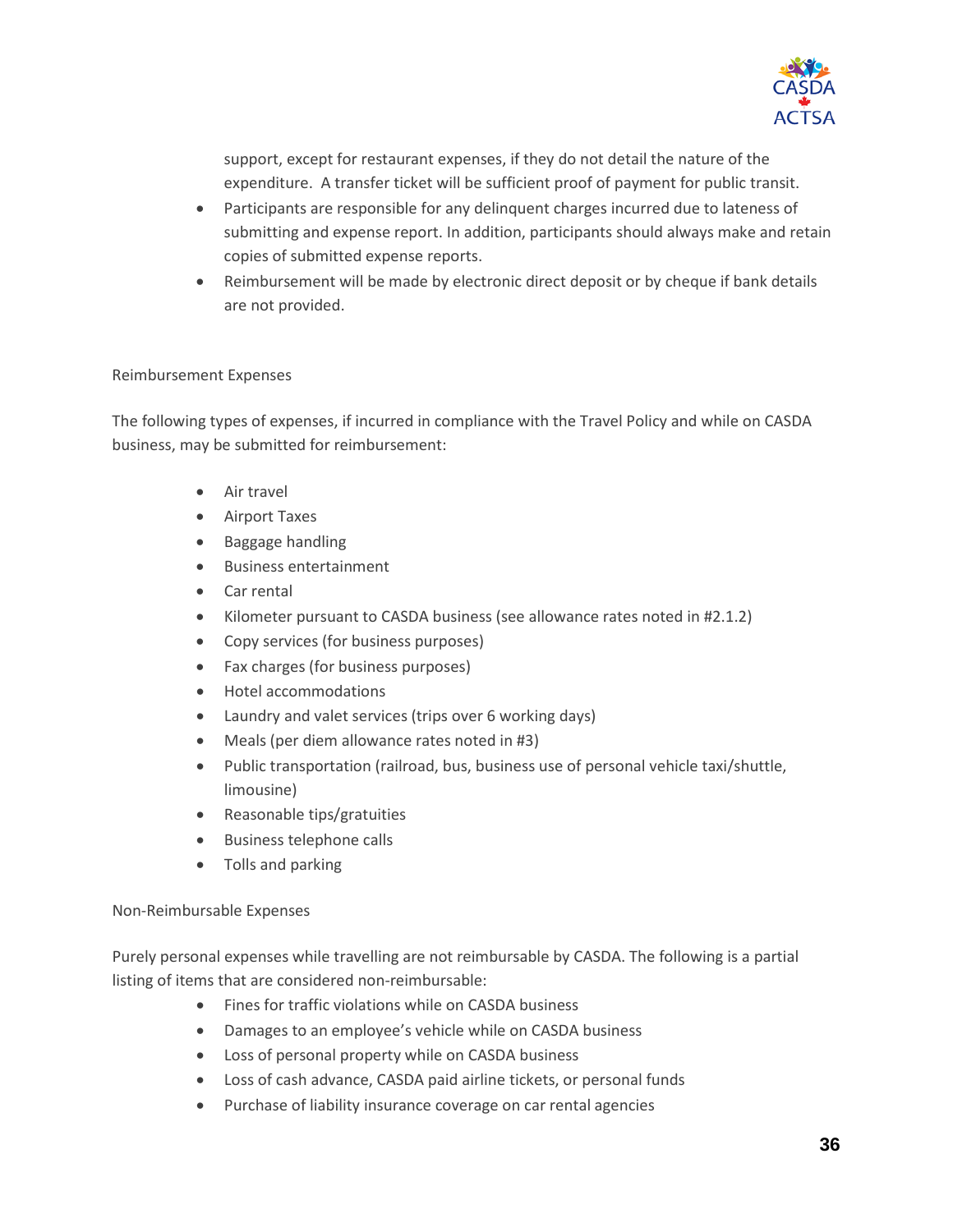support, except for restaurant expenses, if they do not detail the nature of the expenditure. A transfer ticket will be sufficient proof of payment for public transit.

- Participants are responsible for any delinquent charges incurred due to lateness of submitting and expense report. In addition, participants should always make and retain copies of submitted expense reports.
- Reimbursement will be made by electronic direct deposit or by cheque if bank details are not provided.

Reimbursement Expenses

The following types of expenses, if incurred in compliance with the Travel Policy and while on CASDA business, may be submitted for reimbursement:

- Air travel
- Airport Taxes
- Baggage handling
- Business entertainment
- Car rental
- Kilometer pursuant to CASDA business (see allowance rates noted in #2.1.2)
- Copy services (for business purposes)
- Fax charges (for business purposes)
- Hotel accommodations
- Laundry and valet services (trips over 6 working days)
- Meals (per diem allowance rates noted in #3)
- Public transportation (railroad, bus, business use of personal vehicle taxi/shuttle, limousine)
- Reasonable tips/gratuities
- Business telephone calls
- Tolls and parking

Non-Reimbursable Expenses

Purely personal expenses while travelling are not reimbursable by CASDA. The following is a partial listing of items that are considered non-reimbursable:

- Fines for traffic violations while on CASDA business
- Damages to an employee's vehicle while on CASDA business
- Loss of personal property while on CASDA business
- Loss of cash advance, CASDA paid airline tickets, or personal funds
- Purchase of liability insurance coverage on car rental agencies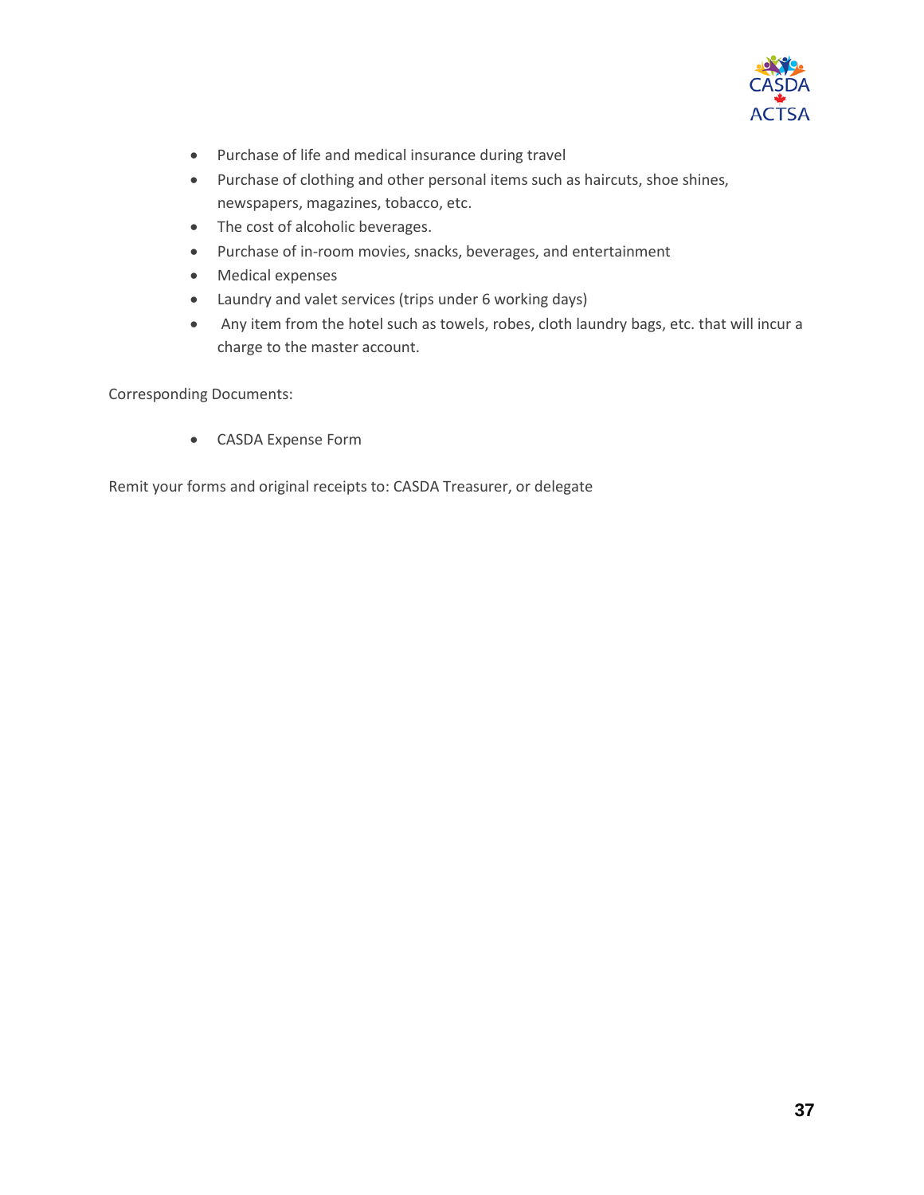- Purchase of life and medical insurance during travel
- Purchase of clothing and other personal items such as haircuts, shoe shines, newspapers, magazines, tobacco, etc.
- The cost of alcoholic beverages.
- Purchase of in-room movies, snacks, beverages, and entertainment
- Medical expenses
- Laundry and valet services (trips under 6 working days)
- Any item from the hotel such as towels, robes, cloth laundry bags, etc. that will incur a charge to the master account.

Corresponding Documents:

- CASDA Expense Form

Remit your forms and original receipts to: CASDA Treasurer, or delegate